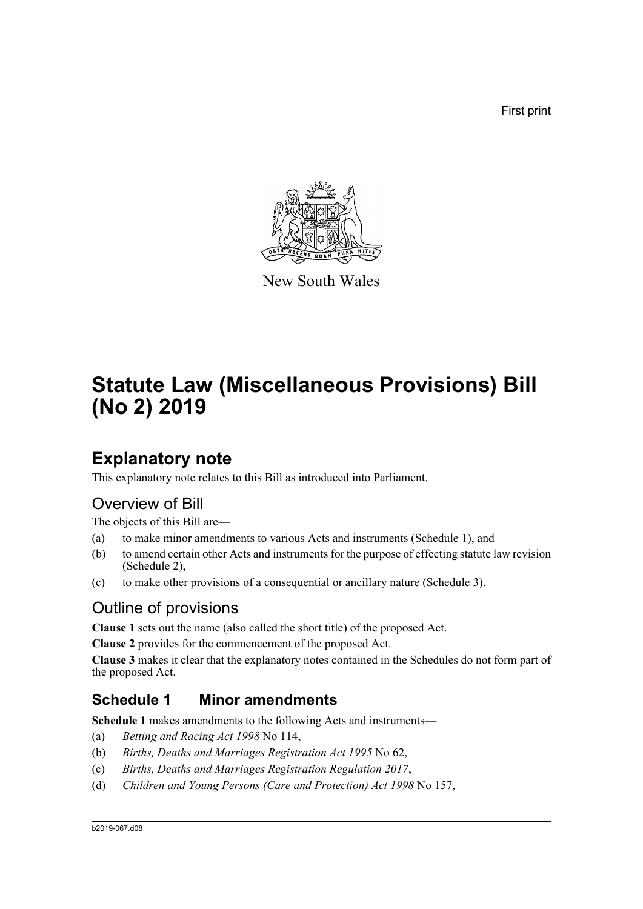First print

New South Wales

# Statute Law (Miscellaneous Provisions) Bill (No 2) 2019

## Explanatory note

This explanatory note relates to this Bill as introduced into Parliament.

## Overview of Bill

The objects of this Bill are—

(a) to make minor amendments to various Acts and instruments (Schedule 1), and

(b) to amend certain other Acts and instruments for the purpose of effecting statute law revision (Schedule 2),

(c) to make other provisions of a consequential or ancillary nature (Schedule 3).

## Outline of provisions

**Clause 1** sets out the name (also called the short title) of the proposed Act.

**Clause 2** provides for the commencement of the proposed Act.

**Clause 3** makes it clear that the explanatory notes contained in the Schedules do not form part of the proposed Act.

### Schedule 1 Minor amendments

**Schedule 1** makes amendments to the following Acts and instruments—

(a) *Betting and Racing Act 1998* No 114,

(b) *Births, Deaths and Marriages Registration Act 1995* No 62,

(c) *Births, Deaths and Marriages Registration Regulation 2017*,

(d) *Children and Young Persons (Care and Protection) Act 1998* No 157,

b2019-067.d08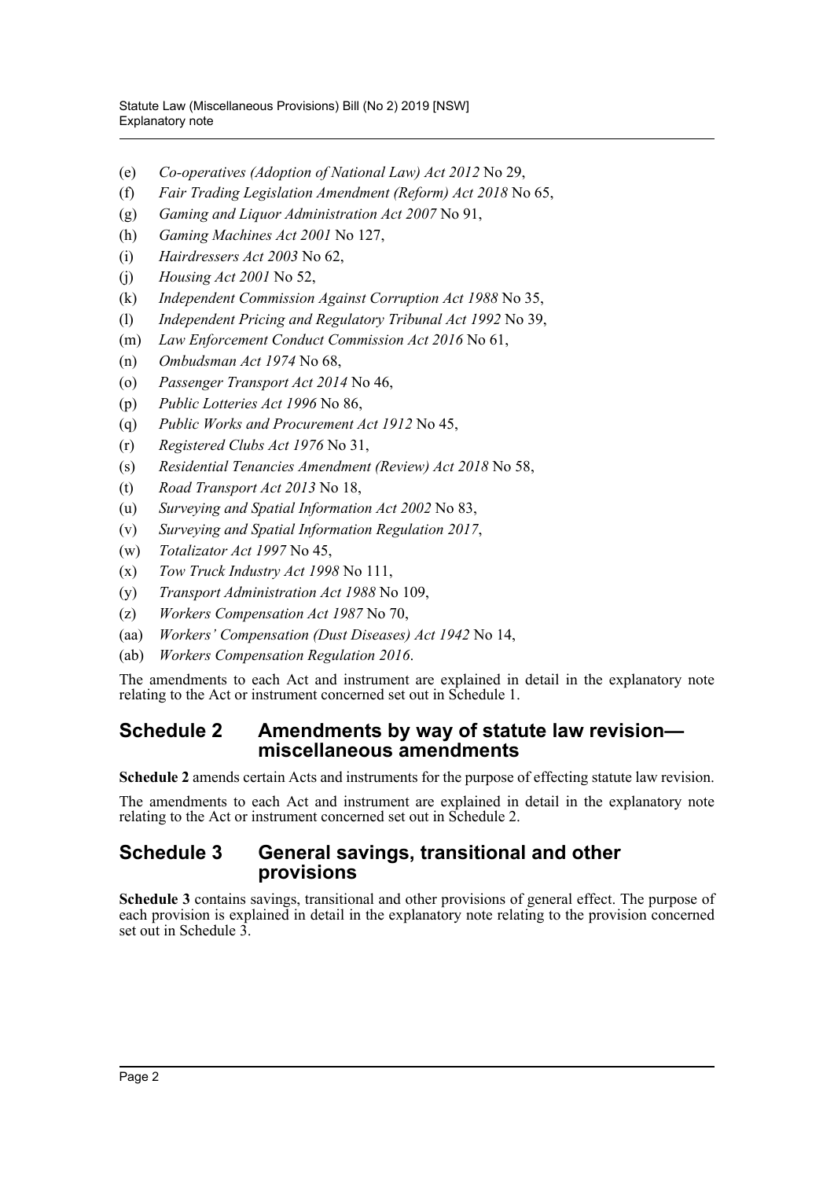(e) *Co-operatives (Adoption of National Law) Act 2012* No 29,

(f) *Fair Trading Legislation Amendment (Reform) Act 2018* No 65,

(g) *Gaming and Liquor Administration Act 2007* No 91,

(h) *Gaming Machines Act 2001* No 127,

(i) *Hairdressers Act 2003* No 62,

(j) *Housing Act 2001* No 52,

(k) *Independent Commission Against Corruption Act 1988* No 35,

(l) *Independent Pricing and Regulatory Tribunal Act 1992* No 39,

(m) *Law Enforcement Conduct Commission Act 2016* No 61,

(n) *Ombudsman Act 1974* No 68,

(o) *Passenger Transport Act 2014* No 46,

(p) *Public Lotteries Act 1996* No 86,

(q) *Public Works and Procurement Act 1912* No 45,

(r) *Registered Clubs Act 1976* No 31,

(s) *Residential Tenancies Amendment (Review) Act 2018* No 58,

(t) *Road Transport Act 2013* No 18,

(u) *Surveying and Spatial Information Act 2002* No 83,

(v) *Surveying and Spatial Information Regulation 2017*,

(w) *Totalizator Act 1997* No 45,

(x) *Tow Truck Industry Act 1998* No 111,

(y) *Transport Administration Act 1988* No 109,

(z) *Workers Compensation Act 1987* No 70,

(aa) *Workers' Compensation (Dust Diseases) Act 1942* No 14,

(ab) *Workers Compensation Regulation 2016*.

The amendments to each Act and instrument are explained in detail in the explanatory note relating to the Act or instrument concerned set out in Schedule 1.

## Schedule 2 Amendments by way of statute law revision—miscellaneous amendments

**Schedule 2** amends certain Acts and instruments for the purpose of effecting statute law revision.

The amendments to each Act and instrument are explained in detail in the explanatory note relating to the Act or instrument concerned set out in Schedule 2.

## Schedule 3 General savings, transitional and other provisions

**Schedule 3** contains savings, transitional and other provisions of general effect. The purpose of each provision is explained in detail in the explanatory note relating to the provision concerned set out in Schedule 3.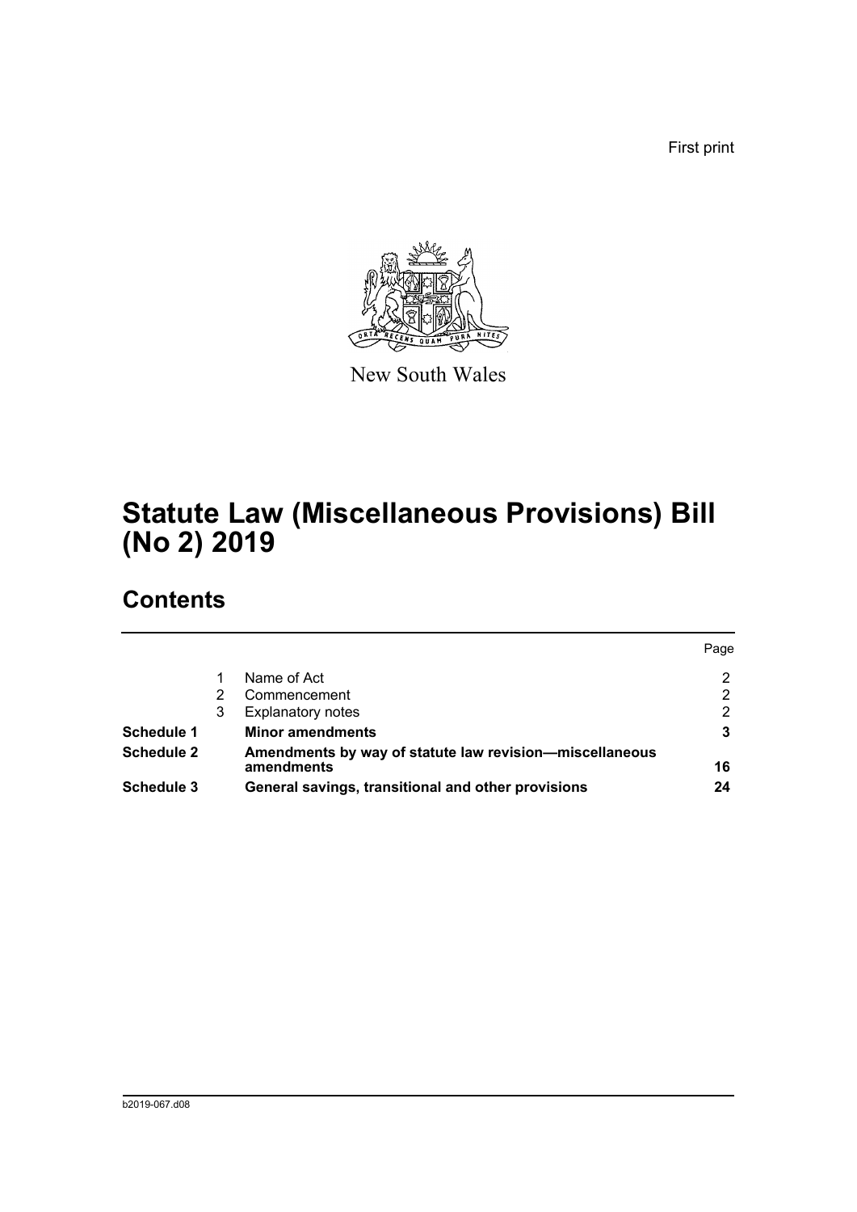First print

New South Wales

# Statute Law (Miscellaneous Provisions) Bill (No 2) 2019

## Contents

| | | | Page |
|---|---|---|---|
| | 1 | Name of Act | 2 |
| | 2 | Commencement | 2 |
| | 3 | Explanatory notes | 2 |
| **Schedule 1** | | **Minor amendments** | **3** |
| **Schedule 2** | | **Amendments by way of statute law revision—miscellaneous amendments** | **16** |
| **Schedule 3** | | **General savings, transitional and other provisions** | **24** |

b2019-067.d08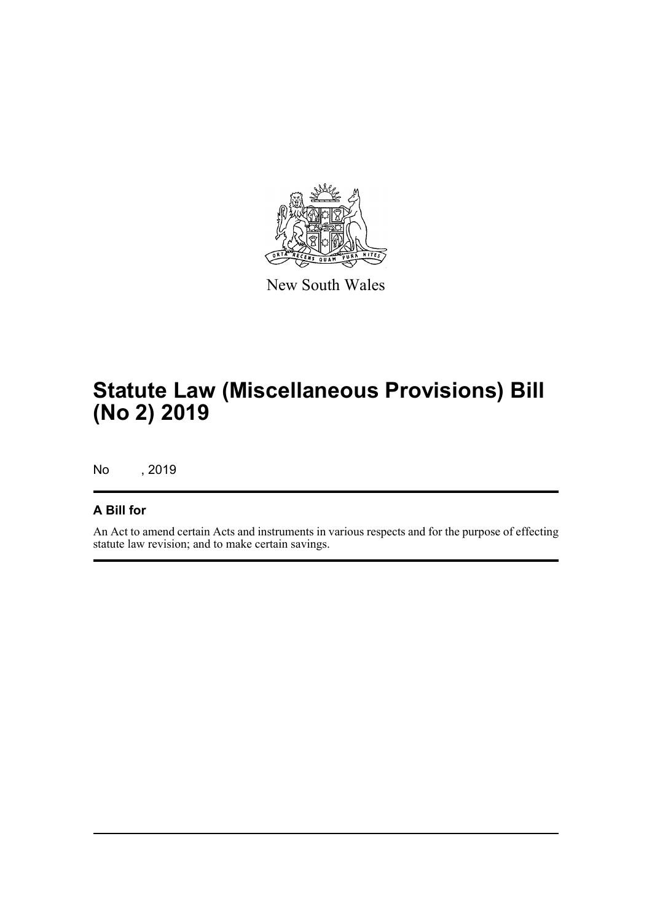New South Wales

# Statute Law (Miscellaneous Provisions) Bill (No 2) 2019

No , 2019

## A Bill for

An Act to amend certain Acts and instruments in various respects and for the purpose of effecting statute law revision; and to make certain savings.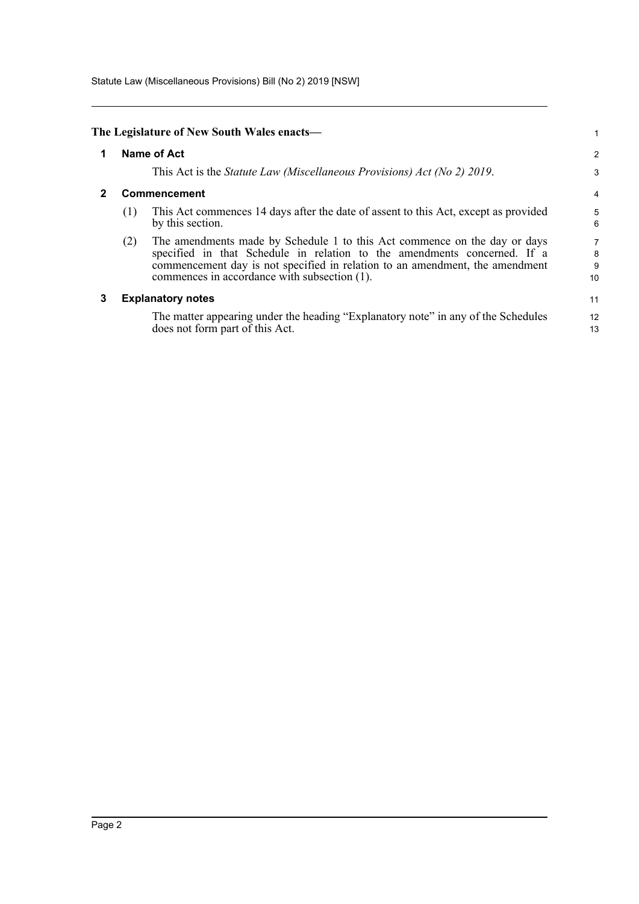**The Legislature of New South Wales enacts—**

### 1 Name of Act

This Act is the *Statute Law (Miscellaneous Provisions) Act (No 2) 2019*.

### 2 Commencement

(1) This Act commences 14 days after the date of assent to this Act, except as provided by this section.

(2) The amendments made by Schedule 1 to this Act commence on the day or days specified in that Schedule in relation to the amendments concerned. If a commencement day is not specified in relation to an amendment, the amendment commences in accordance with subsection (1).

### 3 Explanatory notes

The matter appearing under the heading "Explanatory note" in any of the Schedules does not form part of this Act.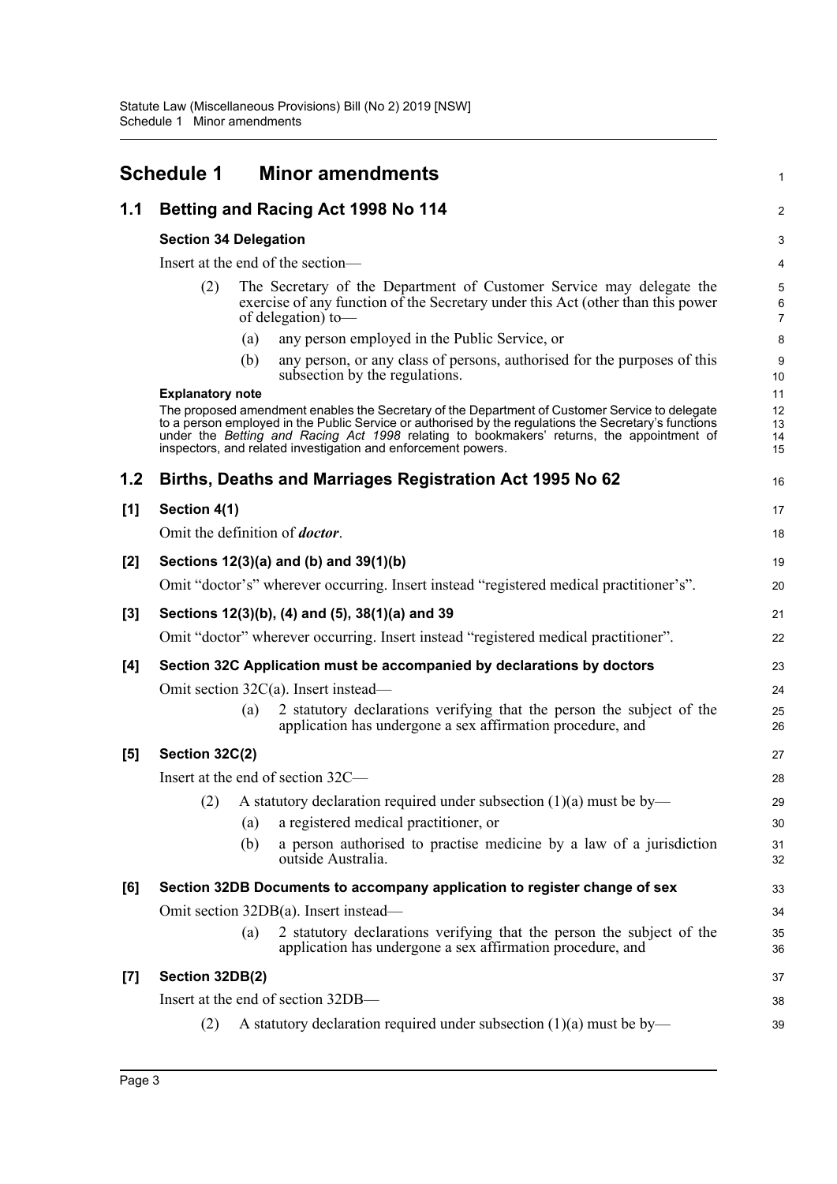## Schedule 1 Minor amendments

### 1.1 Betting and Racing Act 1998 No 114

**Section 34 Delegation**

Insert at the end of the section—

> (2) The Secretary of the Department of Customer Service may delegate the exercise of any function of the Secretary under this Act (other than this power of delegation) to—
>
> (a) any person employed in the Public Service, or
>
> (b) any person, or any class of persons, authorised for the purposes of this subsection by the regulations.

**Explanatory note**

The proposed amendment enables the Secretary of the Department of Customer Service to delegate to a person employed in the Public Service or authorised by the regulations the Secretary's functions under the *Betting and Racing Act 1998* relating to bookmakers' returns, the appointment of inspectors, and related investigation and enforcement powers.

### 1.2 Births, Deaths and Marriages Registration Act 1995 No 62

**[1] Section 4(1)**

Omit the definition of ***doctor***.

**[2] Sections 12(3)(a) and (b) and 39(1)(b)**

Omit "doctor's" wherever occurring. Insert instead "registered medical practitioner's".

**[3] Sections 12(3)(b), (4) and (5), 38(1)(a) and 39**

Omit "doctor" wherever occurring. Insert instead "registered medical practitioner".

**[4] Section 32C Application must be accompanied by declarations by doctors**

Omit section 32C(a). Insert instead—

> (a) 2 statutory declarations verifying that the person the subject of the application has undergone a sex affirmation procedure, and

**[5] Section 32C(2)**

Insert at the end of section 32C—

> (2) A statutory declaration required under subsection (1)(a) must be by—
>
> (a) a registered medical practitioner, or
>
> (b) a person authorised to practise medicine by a law of a jurisdiction outside Australia.

**[6] Section 32DB Documents to accompany application to register change of sex**

Omit section 32DB(a). Insert instead—

> (a) 2 statutory declarations verifying that the person the subject of the application has undergone a sex affirmation procedure, and

**[7] Section 32DB(2)**

Insert at the end of section 32DB—

> (2) A statutory declaration required under subsection (1)(a) must be by—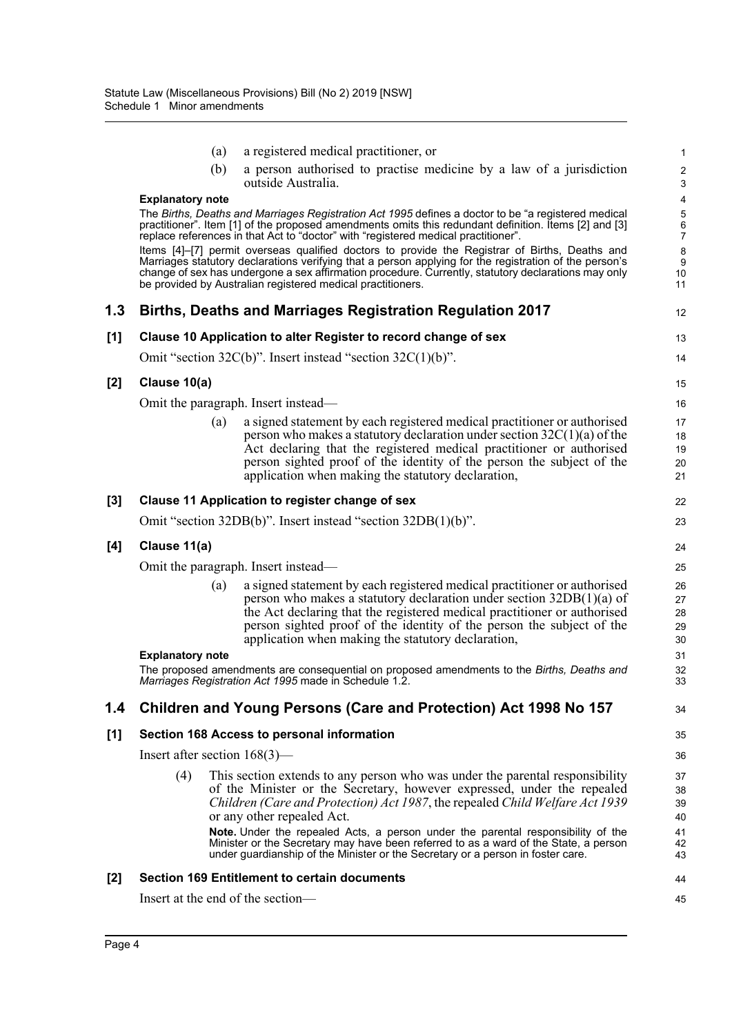(a) a registered medical practitioner, or

(b) a person authorised to practise medicine by a law of a jurisdiction outside Australia.

**Explanatory note**

The *Births, Deaths and Marriages Registration Act 1995* defines a doctor to be "a registered medical practitioner". Item [1] of the proposed amendments omits this redundant definition. Items [2] and [3] replace references in that Act to "doctor" with "registered medical practitioner".

Items [4]–[7] permit overseas qualified doctors to provide the Registrar of Births, Deaths and Marriages statutory declarations verifying that a person applying for the registration of the person's change of sex has undergone a sex affirmation procedure. Currently, statutory declarations may only be provided by Australian registered medical practitioners.

## 1.3 Births, Deaths and Marriages Registration Regulation 2017

### [1] Clause 10 Application to alter Register to record change of sex

Omit "section 32C(b)". Insert instead "section 32C(1)(b)".

### [2] Clause 10(a)

Omit the paragraph. Insert instead—

(a) a signed statement by each registered medical practitioner or authorised person who makes a statutory declaration under section 32C(1)(a) of the Act declaring that the registered medical practitioner or authorised person sighted proof of the identity of the person the subject of the application when making the statutory declaration,

### [3] Clause 11 Application to register change of sex

Omit "section 32DB(b)". Insert instead "section 32DB(1)(b)".

### [4] Clause 11(a)

Omit the paragraph. Insert instead—

(a) a signed statement by each registered medical practitioner or authorised person who makes a statutory declaration under section 32DB(1)(a) of the Act declaring that the registered medical practitioner or authorised person sighted proof of the identity of the person the subject of the application when making the statutory declaration,

**Explanatory note**

The proposed amendments are consequential on proposed amendments to the *Births, Deaths and Marriages Registration Act 1995* made in Schedule 1.2.

## 1.4 Children and Young Persons (Care and Protection) Act 1998 No 157

### [1] Section 168 Access to personal information

Insert after section 168(3)—

(4) This section extends to any person who was under the parental responsibility of the Minister or the Secretary, however expressed, under the repealed *Children (Care and Protection) Act 1987*, the repealed *Child Welfare Act 1939* or any other repealed Act.

**Note.** Under the repealed Acts, a person under the parental responsibility of the Minister or the Secretary may have been referred to as a ward of the State, a person under guardianship of the Minister or the Secretary or a person in foster care.

### [2] Section 169 Entitlement to certain documents

Insert at the end of the section—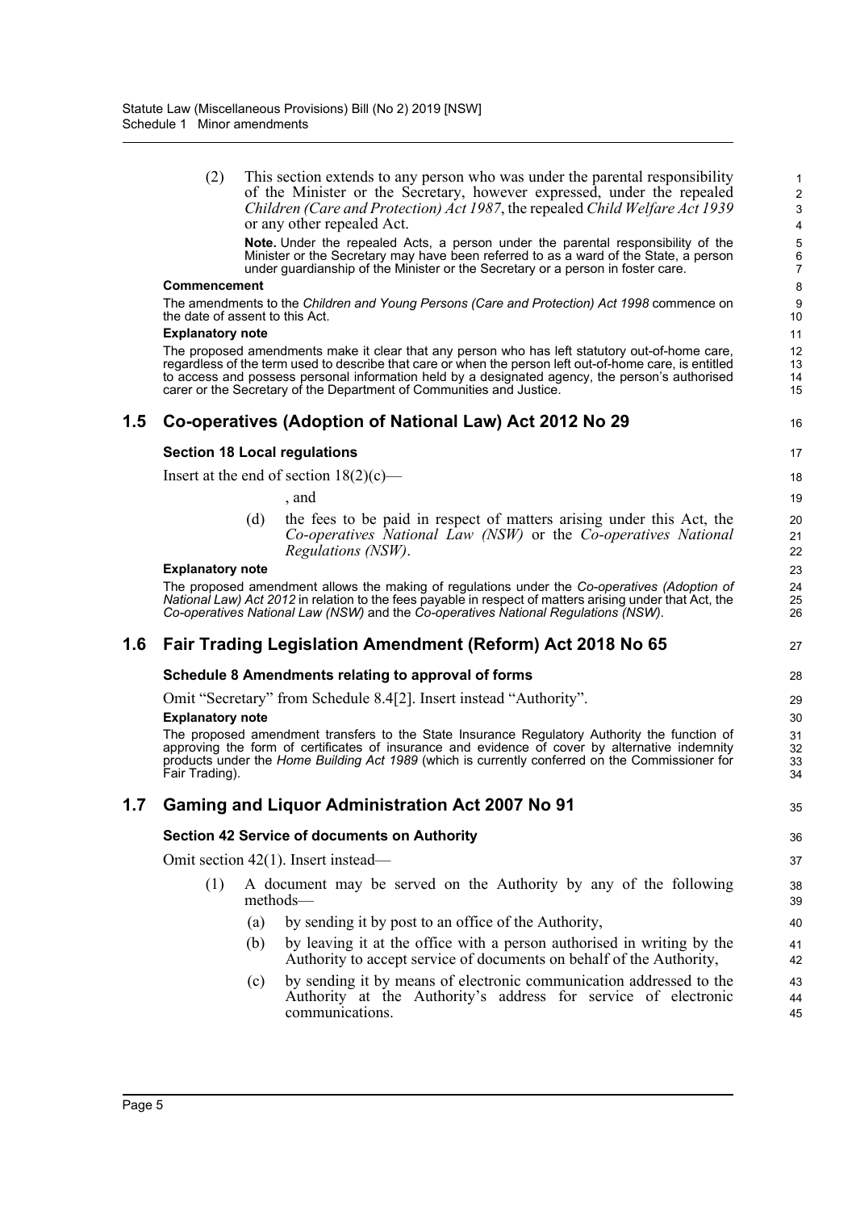(2) This section extends to any person who was under the parental responsibility of the Minister or the Secretary, however expressed, under the repealed *Children (Care and Protection) Act 1987*, the repealed *Child Welfare Act 1939* or any other repealed Act.

**Note.** Under the repealed Acts, a person under the parental responsibility of the Minister or the Secretary may have been referred to as a ward of the State, a person under guardianship of the Minister or the Secretary or a person in foster care.

**Commencement**

The amendments to the *Children and Young Persons (Care and Protection) Act 1998* commence on the date of assent to this Act.

**Explanatory note**

The proposed amendments make it clear that any person who has left statutory out-of-home care, regardless of the term used to describe that care or when the person left out-of-home care, is entitled to access and possess personal information held by a designated agency, the person's authorised carer or the Secretary of the Department of Communities and Justice.

## 1.5 Co-operatives (Adoption of National Law) Act 2012 No 29

### Section 18 Local regulations

Insert at the end of section 18(2)(c)—

, and

(d) the fees to be paid in respect of matters arising under this Act, the *Co-operatives National Law (NSW)* or the *Co-operatives National Regulations (NSW)*.

**Explanatory note**

The proposed amendment allows the making of regulations under the *Co-operatives (Adoption of National Law) Act 2012* in relation to the fees payable in respect of matters arising under that Act, the *Co-operatives National Law (NSW)* and the *Co-operatives National Regulations (NSW)*.

## 1.6 Fair Trading Legislation Amendment (Reform) Act 2018 No 65

### Schedule 8 Amendments relating to approval of forms

Omit "Secretary" from Schedule 8.4[2]. Insert instead "Authority".

**Explanatory note**

The proposed amendment transfers to the State Insurance Regulatory Authority the function of approving the form of certificates of insurance and evidence of cover by alternative indemnity products under the *Home Building Act 1989* (which is currently conferred on the Commissioner for Fair Trading).

## 1.7 Gaming and Liquor Administration Act 2007 No 91

### Section 42 Service of documents on Authority

Omit section 42(1). Insert instead—

(1) A document may be served on the Authority by any of the following methods—

(a) by sending it by post to an office of the Authority,

(b) by leaving it at the office with a person authorised in writing by the Authority to accept service of documents on behalf of the Authority,

(c) by sending it by means of electronic communication addressed to the Authority at the Authority's address for service of electronic communications.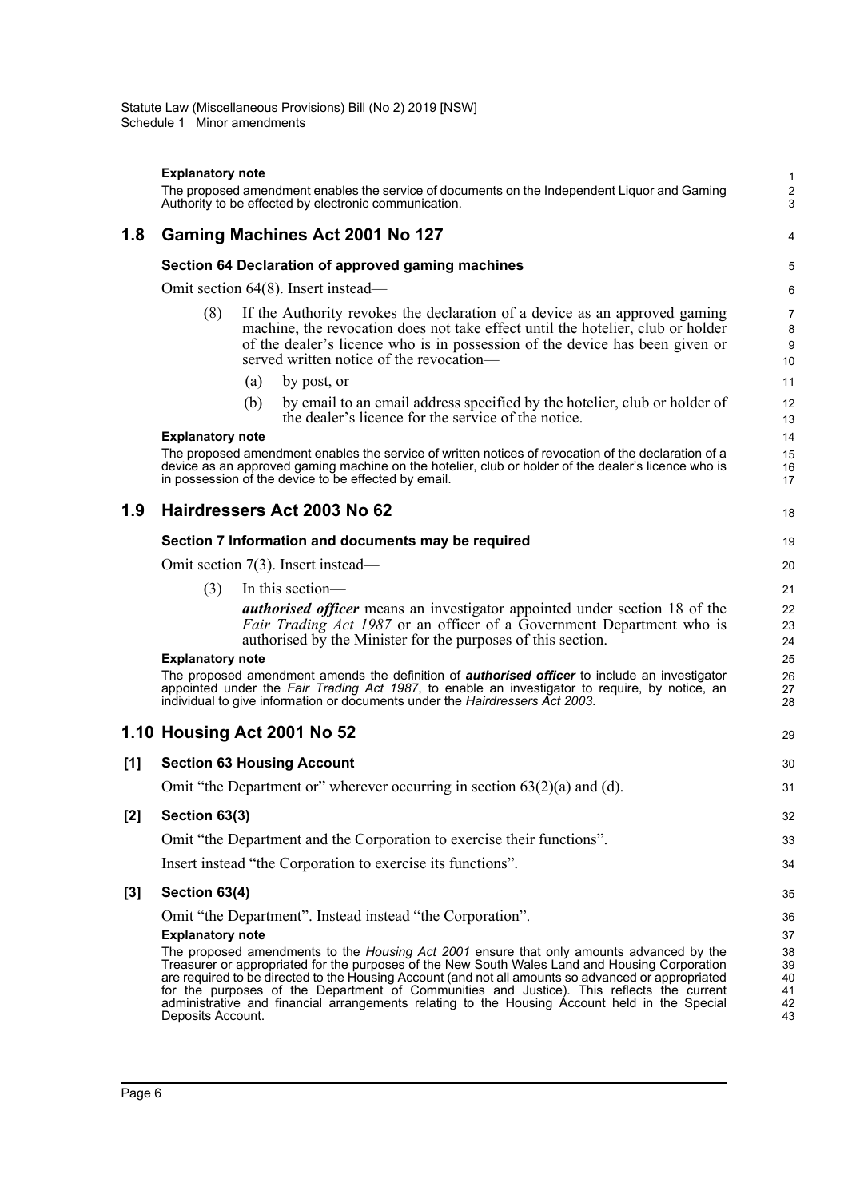**Explanatory note**

The proposed amendment enables the service of documents on the Independent Liquor and Gaming Authority to be effected by electronic communication.

## 1.8 Gaming Machines Act 2001 No 127

### Section 64 Declaration of approved gaming machines

Omit section 64(8). Insert instead—

(8) If the Authority revokes the declaration of a device as an approved gaming machine, the revocation does not take effect until the hotelier, club or holder of the dealer's licence who is in possession of the device has been given or served written notice of the revocation—

(a) by post, or

(b) by email to an email address specified by the hotelier, club or holder of the dealer's licence for the service of the notice.

**Explanatory note**

The proposed amendment enables the service of written notices of revocation of the declaration of a device as an approved gaming machine on the hotelier, club or holder of the dealer's licence who is in possession of the device to be effected by email.

## 1.9 Hairdressers Act 2003 No 62

### Section 7 Information and documents may be required

Omit section 7(3). Insert instead—

(3) In this section—

***authorised officer*** means an investigator appointed under section 18 of the *Fair Trading Act 1987* or an officer of a Government Department who is authorised by the Minister for the purposes of this section.

**Explanatory note**

The proposed amendment amends the definition of ***authorised officer*** to include an investigator appointed under the *Fair Trading Act 1987*, to enable an investigator to require, by notice, an individual to give information or documents under the *Hairdressers Act 2003*.

## 1.10 Housing Act 2001 No 52

### [1] Section 63 Housing Account

Omit "the Department or" wherever occurring in section 63(2)(a) and (d).

### [2] Section 63(3)

Omit "the Department and the Corporation to exercise their functions".

Insert instead "the Corporation to exercise its functions".

### [3] Section 63(4)

Omit "the Department". Instead instead "the Corporation".

**Explanatory note**

The proposed amendments to the *Housing Act 2001* ensure that only amounts advanced by the Treasurer or appropriated for the purposes of the New South Wales Land and Housing Corporation are required to be directed to the Housing Account (and not all amounts so advanced or appropriated for the purposes of the Department of Communities and Justice). This reflects the current administrative and financial arrangements relating to the Housing Account held in the Special Deposits Account.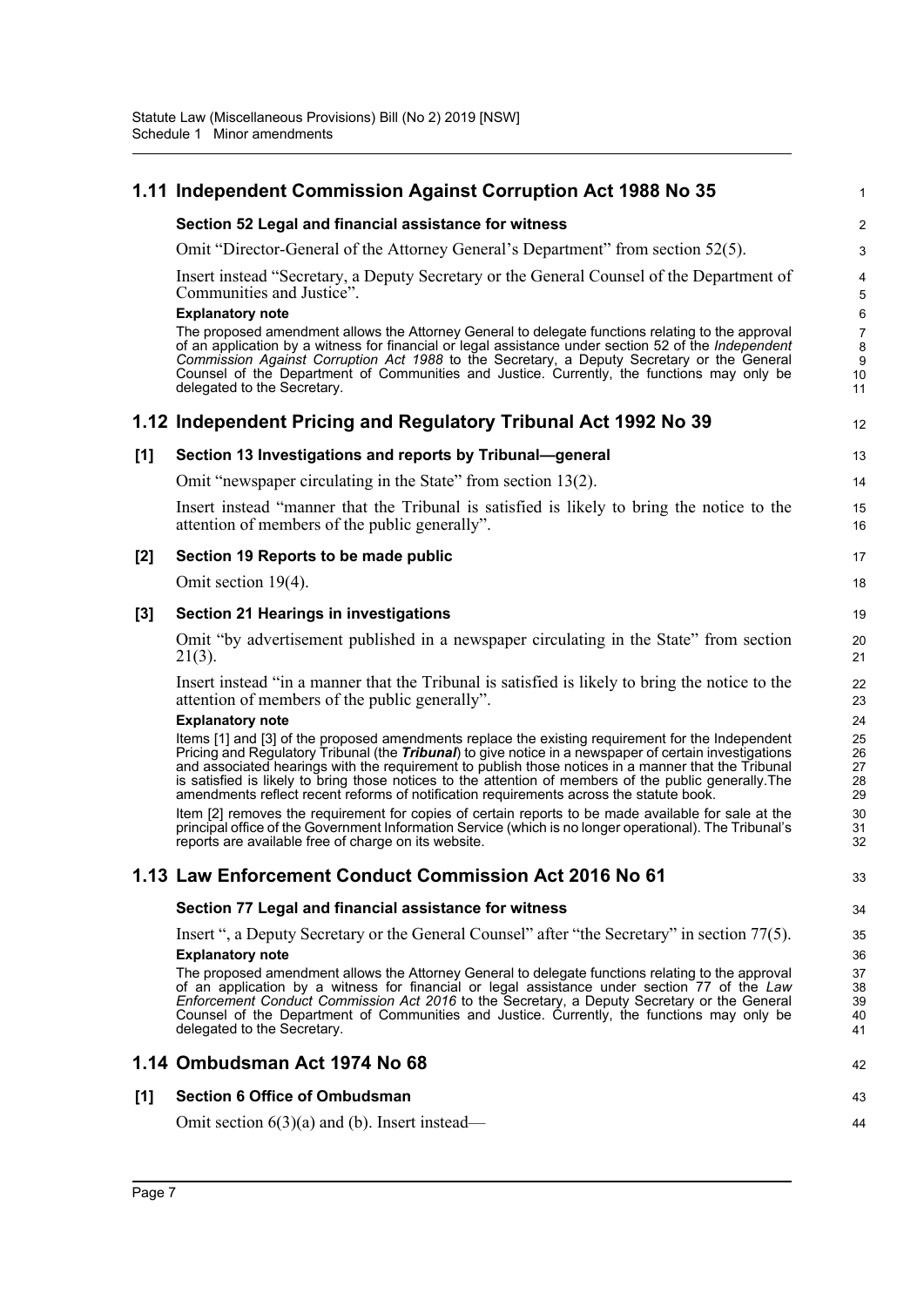## 1.11 Independent Commission Against Corruption Act 1988 No 35

**Section 52 Legal and financial assistance for witness**

Omit "Director-General of the Attorney General's Department" from section 52(5).

Insert instead "Secretary, a Deputy Secretary or the General Counsel of the Department of Communities and Justice".

**Explanatory note**

The proposed amendment allows the Attorney General to delegate functions relating to the approval of an application by a witness for financial or legal assistance under section 52 of the *Independent Commission Against Corruption Act 1988* to the Secretary, a Deputy Secretary or the General Counsel of the Department of Communities and Justice. Currently, the functions may only be delegated to the Secretary.

## 1.12 Independent Pricing and Regulatory Tribunal Act 1992 No 39

**[1] Section 13 Investigations and reports by Tribunal—general**

Omit "newspaper circulating in the State" from section 13(2).

Insert instead "manner that the Tribunal is satisfied is likely to bring the notice to the attention of members of the public generally".

**[2] Section 19 Reports to be made public**

Omit section 19(4).

**[3] Section 21 Hearings in investigations**

Omit "by advertisement published in a newspaper circulating in the State" from section 21(3).

Insert instead "in a manner that the Tribunal is satisfied is likely to bring the notice to the attention of members of the public generally".

**Explanatory note**

Items [1] and [3] of the proposed amendments replace the existing requirement for the Independent Pricing and Regulatory Tribunal (the ***Tribunal***) to give notice in a newspaper of certain investigations and associated hearings with the requirement to publish those notices in a manner that the Tribunal is satisfied is likely to bring those notices to the attention of members of the public generally.The amendments reflect recent reforms of notification requirements across the statute book.

Item [2] removes the requirement for copies of certain reports to be made available for sale at the principal office of the Government Information Service (which is no longer operational). The Tribunal's reports are available free of charge on its website.

## 1.13 Law Enforcement Conduct Commission Act 2016 No 61

**Section 77 Legal and financial assistance for witness**

Insert ", a Deputy Secretary or the General Counsel" after "the Secretary" in section 77(5).

**Explanatory note**

The proposed amendment allows the Attorney General to delegate functions relating to the approval of an application by a witness for financial or legal assistance under section 77 of the *Law Enforcement Conduct Commission Act 2016* to the Secretary, a Deputy Secretary or the General Counsel of the Department of Communities and Justice. Currently, the functions may only be delegated to the Secretary.

## 1.14 Ombudsman Act 1974 No 68

**[1] Section 6 Office of Ombudsman**

Omit section 6(3)(a) and (b). Insert instead—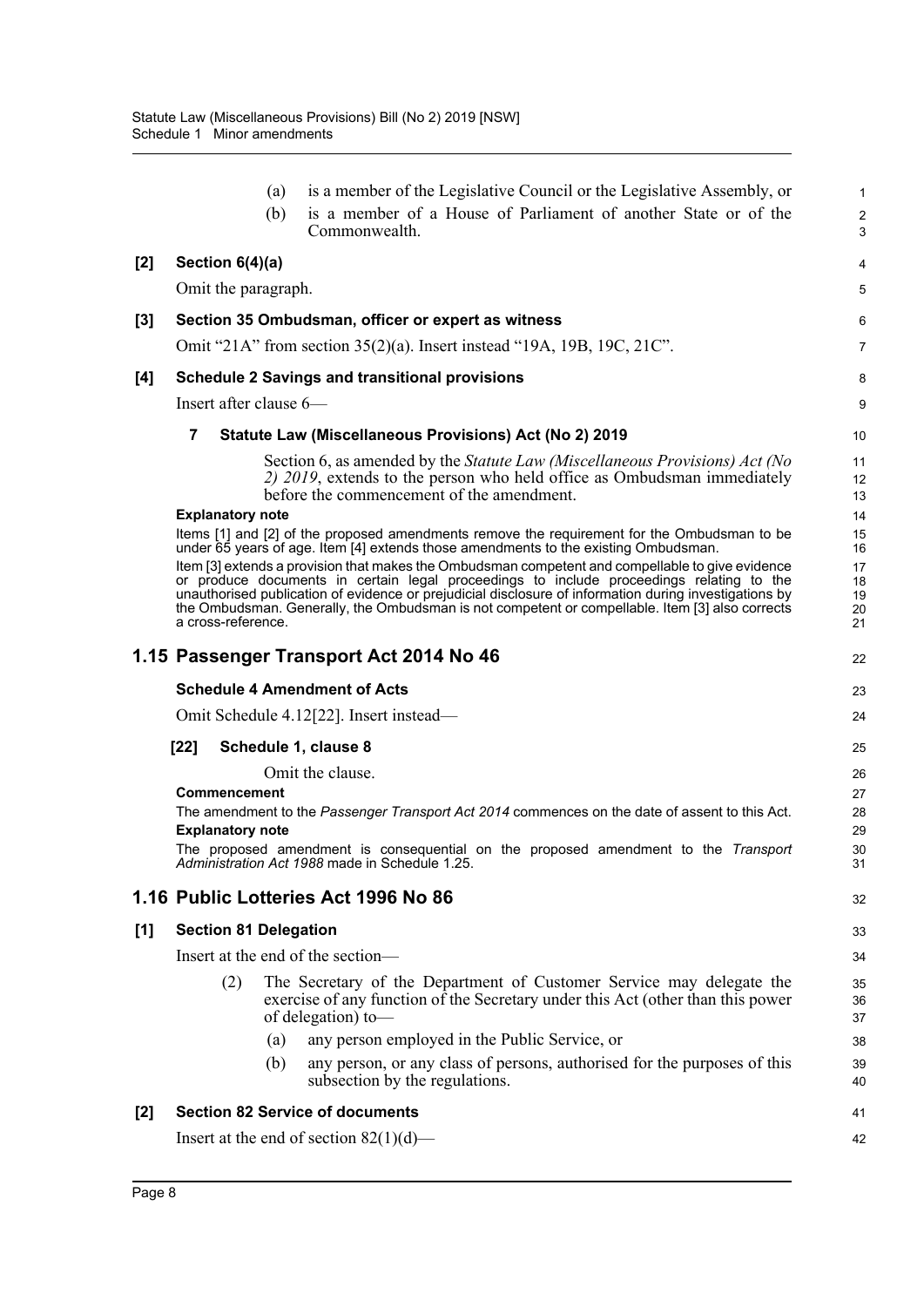(a) is a member of the Legislative Council or the Legislative Assembly, or

(b) is a member of a House of Parliament of another State or of the Commonwealth.

**[2] Section 6(4)(a)**

Omit the paragraph.

**[3] Section 35 Ombudsman, officer or expert as witness**

Omit "21A" from section 35(2)(a). Insert instead "19A, 19B, 19C, 21C".

**[4] Schedule 2 Savings and transitional provisions**

Insert after clause 6—

**7 Statute Law (Miscellaneous Provisions) Act (No 2) 2019**

Section 6, as amended by the *Statute Law (Miscellaneous Provisions) Act (No 2) 2019*, extends to the person who held office as Ombudsman immediately before the commencement of the amendment.

**Explanatory note**

Items [1] and [2] of the proposed amendments remove the requirement for the Ombudsman to be under 65 years of age. Item [4] extends those amendments to the existing Ombudsman.

Item [3] extends a provision that makes the Ombudsman competent and compellable to give evidence or produce documents in certain legal proceedings to include proceedings relating to the unauthorised publication of evidence or prejudicial disclosure of information during investigations by the Ombudsman. Generally, the Ombudsman is not competent or compellable. Item [3] also corrects a cross-reference.

## 1.15 Passenger Transport Act 2014 No 46

**Schedule 4 Amendment of Acts**

Omit Schedule 4.12[22]. Insert instead—

**[22] Schedule 1, clause 8**

Omit the clause.

**Commencement**

The amendment to the *Passenger Transport Act 2014* commences on the date of assent to this Act.

**Explanatory note**

The proposed amendment is consequential on the proposed amendment to the *Transport Administration Act 1988* made in Schedule 1.25.

## 1.16 Public Lotteries Act 1996 No 86

**[1] Section 81 Delegation**

Insert at the end of the section—

(2) The Secretary of the Department of Customer Service may delegate the exercise of any function of the Secretary under this Act (other than this power of delegation) to—

(a) any person employed in the Public Service, or

(b) any person, or any class of persons, authorised for the purposes of this subsection by the regulations.

**[2] Section 82 Service of documents**

Insert at the end of section 82(1)(d)—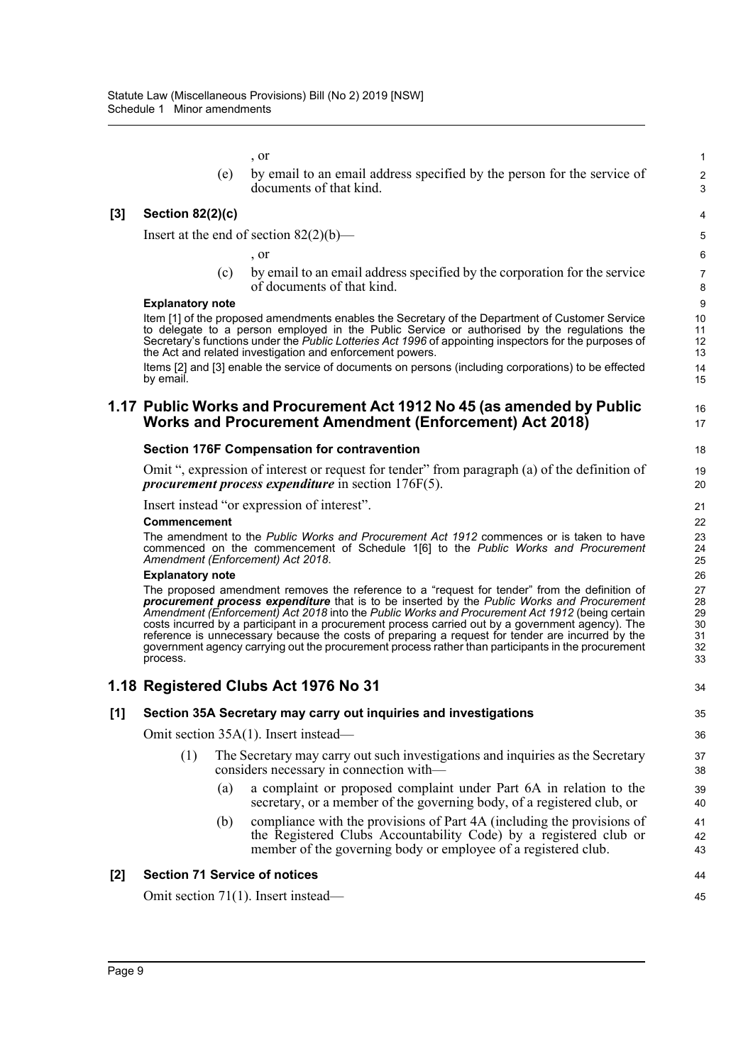, or

(e) by email to an email address specified by the person for the service of documents of that kind.

### [3] Section 82(2)(c)

Insert at the end of section 82(2)(b)—

, or

(c) by email to an email address specified by the corporation for the service of documents of that kind.

**Explanatory note**

Item [1] of the proposed amendments enables the Secretary of the Department of Customer Service to delegate to a person employed in the Public Service or authorised by the regulations the Secretary's functions under the *Public Lotteries Act 1996* of appointing inspectors for the purposes of the Act and related investigation and enforcement powers.

Items [2] and [3] enable the service of documents on persons (including corporations) to be effected by email.

## 1.17 Public Works and Procurement Act 1912 No 45 (as amended by Public Works and Procurement Amendment (Enforcement) Act 2018)

### Section 176F Compensation for contravention

Omit ", expression of interest or request for tender" from paragraph (a) of the definition of ***procurement process expenditure*** in section 176F(5).

Insert instead "or expression of interest".

**Commencement**

The amendment to the *Public Works and Procurement Act 1912* commences or is taken to have commenced on the commencement of Schedule 1[6] to the *Public Works and Procurement Amendment (Enforcement) Act 2018*.

**Explanatory note**

The proposed amendment removes the reference to a "request for tender" from the definition of ***procurement process expenditure*** that is to be inserted by the *Public Works and Procurement Amendment (Enforcement) Act 2018* into the *Public Works and Procurement Act 1912* (being certain costs incurred by a participant in a procurement process carried out by a government agency). The reference is unnecessary because the costs of preparing a request for tender are incurred by the government agency carrying out the procurement process rather than participants in the procurement process.

## 1.18 Registered Clubs Act 1976 No 31

### [1] Section 35A Secretary may carry out inquiries and investigations

Omit section 35A(1). Insert instead—

(1) The Secretary may carry out such investigations and inquiries as the Secretary considers necessary in connection with—

(a) a complaint or proposed complaint under Part 6A in relation to the secretary, or a member of the governing body, of a registered club, or

(b) compliance with the provisions of Part 4A (including the provisions of the Registered Clubs Accountability Code) by a registered club or member of the governing body or employee of a registered club.

### [2] Section 71 Service of notices

Omit section 71(1). Insert instead—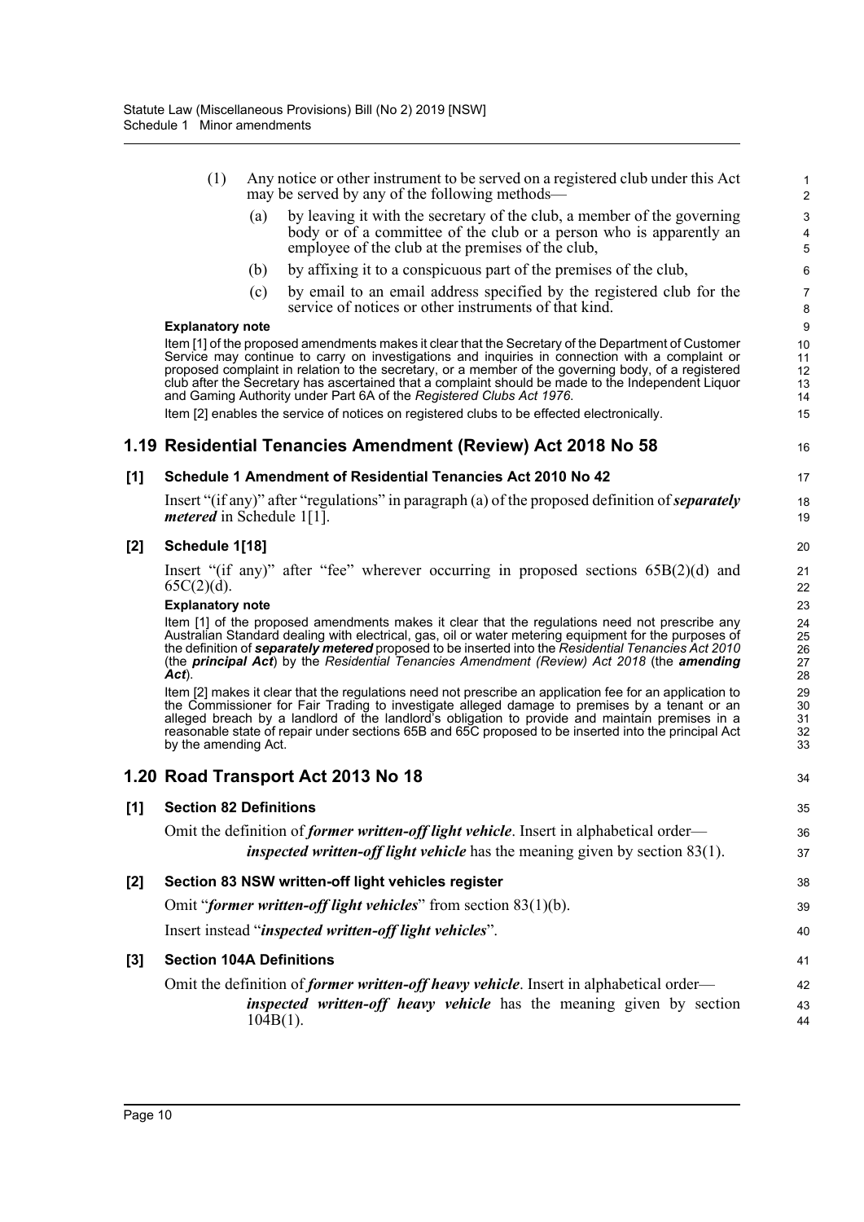(1) Any notice or other instrument to be served on a registered club under this Act may be served by any of the following methods—

(a) by leaving it with the secretary of the club, a member of the governing body or of a committee of the club or a person who is apparently an employee of the club at the premises of the club,

(b) by affixing it to a conspicuous part of the premises of the club,

(c) by email to an email address specified by the registered club for the service of notices or other instruments of that kind.

**Explanatory note**

Item [1] of the proposed amendments makes it clear that the Secretary of the Department of Customer Service may continue to carry on investigations and inquiries in connection with a complaint or proposed complaint in relation to the secretary, or a member of the governing body, of a registered club after the Secretary has ascertained that a complaint should be made to the Independent Liquor and Gaming Authority under Part 6A of the *Registered Clubs Act 1976*.

Item [2] enables the service of notices on registered clubs to be effected electronically.

## 1.19 Residential Tenancies Amendment (Review) Act 2018 No 58

### [1] Schedule 1 Amendment of Residential Tenancies Act 2010 No 42

Insert "(if any)" after "regulations" in paragraph (a) of the proposed definition of ***separately metered*** in Schedule 1[1].

### [2] Schedule 1[18]

Insert "(if any)" after "fee" wherever occurring in proposed sections 65B(2)(d) and 65C(2)(d).

**Explanatory note**

Item [1] of the proposed amendments makes it clear that the regulations need not prescribe any Australian Standard dealing with electrical, gas, oil or water metering equipment for the purposes of the definition of ***separately metered*** proposed to be inserted into the *Residential Tenancies Act 2010* (the ***principal Act***) by the *Residential Tenancies Amendment (Review) Act 2018* (the ***amending Act***).

Item [2] makes it clear that the regulations need not prescribe an application fee for an application to the Commissioner for Fair Trading to investigate alleged damage to premises by a tenant or an alleged breach by a landlord of the landlord's obligation to provide and maintain premises in a reasonable state of repair under sections 65B and 65C proposed to be inserted into the principal Act by the amending Act.

## 1.20 Road Transport Act 2013 No 18

### [1] Section 82 Definitions

Omit the definition of ***former written-off light vehicle***. Insert in alphabetical order—

***inspected written-off light vehicle*** has the meaning given by section 83(1).

### [2] Section 83 NSW written-off light vehicles register

Omit "***former written-off light vehicles***" from section 83(1)(b).

Insert instead "***inspected written-off light vehicles***".

### [3] Section 104A Definitions

Omit the definition of ***former written-off heavy vehicle***. Insert in alphabetical order—

***inspected written-off heavy vehicle*** has the meaning given by section 104B(1).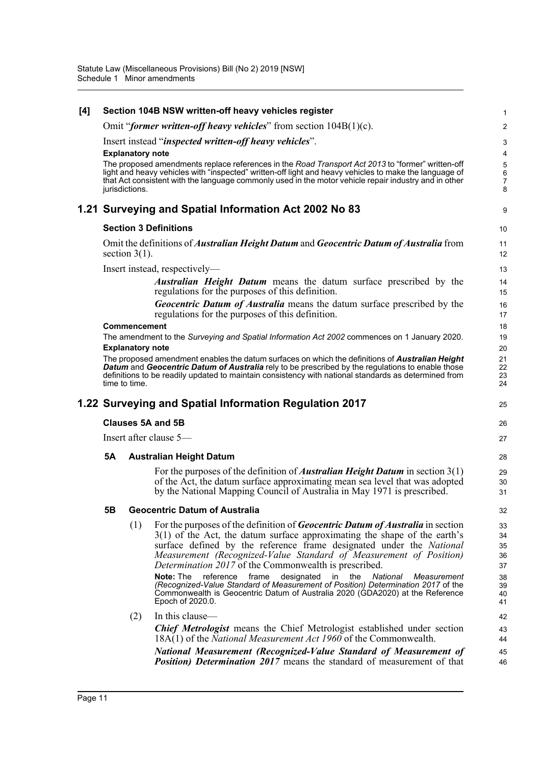**[4] Section 104B NSW written-off heavy vehicles register**

Omit "***former written-off heavy vehicles***" from section 104B(1)(c).

Insert instead "***inspected written-off heavy vehicles***".

**Explanatory note**

The proposed amendments replace references in the *Road Transport Act 2013* to "former" written-off light and heavy vehicles with "inspected" written-off light and heavy vehicles to make the language of that Act consistent with the language commonly used in the motor vehicle repair industry and in other jurisdictions.

## 1.21 Surveying and Spatial Information Act 2002 No 83

**Section 3 Definitions**

Omit the definitions of ***Australian Height Datum*** and ***Geocentric Datum of Australia*** from section 3(1).

Insert instead, respectively—

> ***Australian Height Datum*** means the datum surface prescribed by the regulations for the purposes of this definition.
>
> ***Geocentric Datum of Australia*** means the datum surface prescribed by the regulations for the purposes of this definition.

**Commencement**

The amendment to the *Surveying and Spatial Information Act 2002* commences on 1 January 2020.

**Explanatory note**

The proposed amendment enables the datum surfaces on which the definitions of ***Australian Height Datum*** and ***Geocentric Datum of Australia*** rely to be prescribed by the regulations to enable those definitions to be readily updated to maintain consistency with national standards as determined from time to time.

## 1.22 Surveying and Spatial Information Regulation 2017

**Clauses 5A and 5B**

Insert after clause 5—

**5A Australian Height Datum**

For the purposes of the definition of ***Australian Height Datum*** in section 3(1) of the Act, the datum surface approximating mean sea level that was adopted by the National Mapping Council of Australia in May 1971 is prescribed.

**5B Geocentric Datum of Australia**

(1) For the purposes of the definition of ***Geocentric Datum of Australia*** in section 3(1) of the Act, the datum surface approximating the shape of the earth's surface defined by the reference frame designated under the *National Measurement (Recognized-Value Standard of Measurement of Position) Determination 2017* of the Commonwealth is prescribed.

**Note:** The reference frame designated in the *National Measurement (Recognized-Value Standard of Measurement of Position) Determination 2017* of the Commonwealth is Geocentric Datum of Australia 2020 (GDA2020) at the Reference Epoch of 2020.0.

(2) In this clause—

***Chief Metrologist*** means the Chief Metrologist established under section 18A(1) of the *National Measurement Act 1960* of the Commonwealth.

***National Measurement (Recognized-Value Standard of Measurement of Position) Determination 2017*** means the standard of measurement of that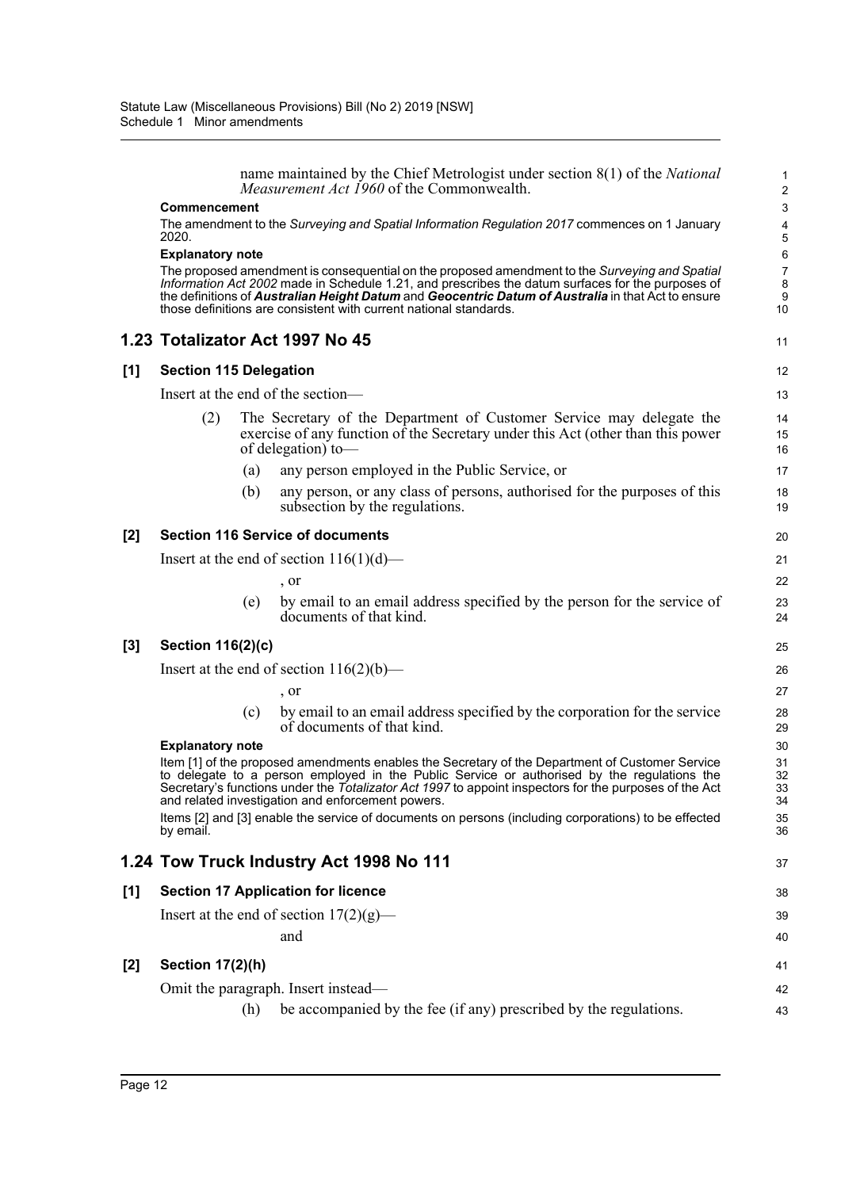name maintained by the Chief Metrologist under section 8(1) of the *National Measurement Act 1960* of the Commonwealth.

**Commencement**

The amendment to the *Surveying and Spatial Information Regulation 2017* commences on 1 January 2020.

**Explanatory note**

The proposed amendment is consequential on the proposed amendment to the *Surveying and Spatial Information Act 2002* made in Schedule 1.21, and prescribes the datum surfaces for the purposes of the definitions of ***Australian Height Datum*** and ***Geocentric Datum of Australia*** in that Act to ensure those definitions are consistent with current national standards.

## 1.23 Totalizator Act 1997 No 45

### [1] Section 115 Delegation

Insert at the end of the section—

(2) The Secretary of the Department of Customer Service may delegate the exercise of any function of the Secretary under this Act (other than this power of delegation) to—

(a) any person employed in the Public Service, or

(b) any person, or any class of persons, authorised for the purposes of this subsection by the regulations.

### [2] Section 116 Service of documents

Insert at the end of section 116(1)(d)—

, or

(e) by email to an email address specified by the person for the service of documents of that kind.

### [3] Section 116(2)(c)

Insert at the end of section 116(2)(b)—

, or

(c) by email to an email address specified by the corporation for the service of documents of that kind.

**Explanatory note**

Item [1] of the proposed amendments enables the Secretary of the Department of Customer Service to delegate to a person employed in the Public Service or authorised by the regulations the Secretary's functions under the *Totalizator Act 1997* to appoint inspectors for the purposes of the Act and related investigation and enforcement powers.

Items [2] and [3] enable the service of documents on persons (including corporations) to be effected by email.

## 1.24 Tow Truck Industry Act 1998 No 111

### [1] Section 17 Application for licence

Insert at the end of section 17(2)(g)—

and

### [2] Section 17(2)(h)

Omit the paragraph. Insert instead—

(h) be accompanied by the fee (if any) prescribed by the regulations.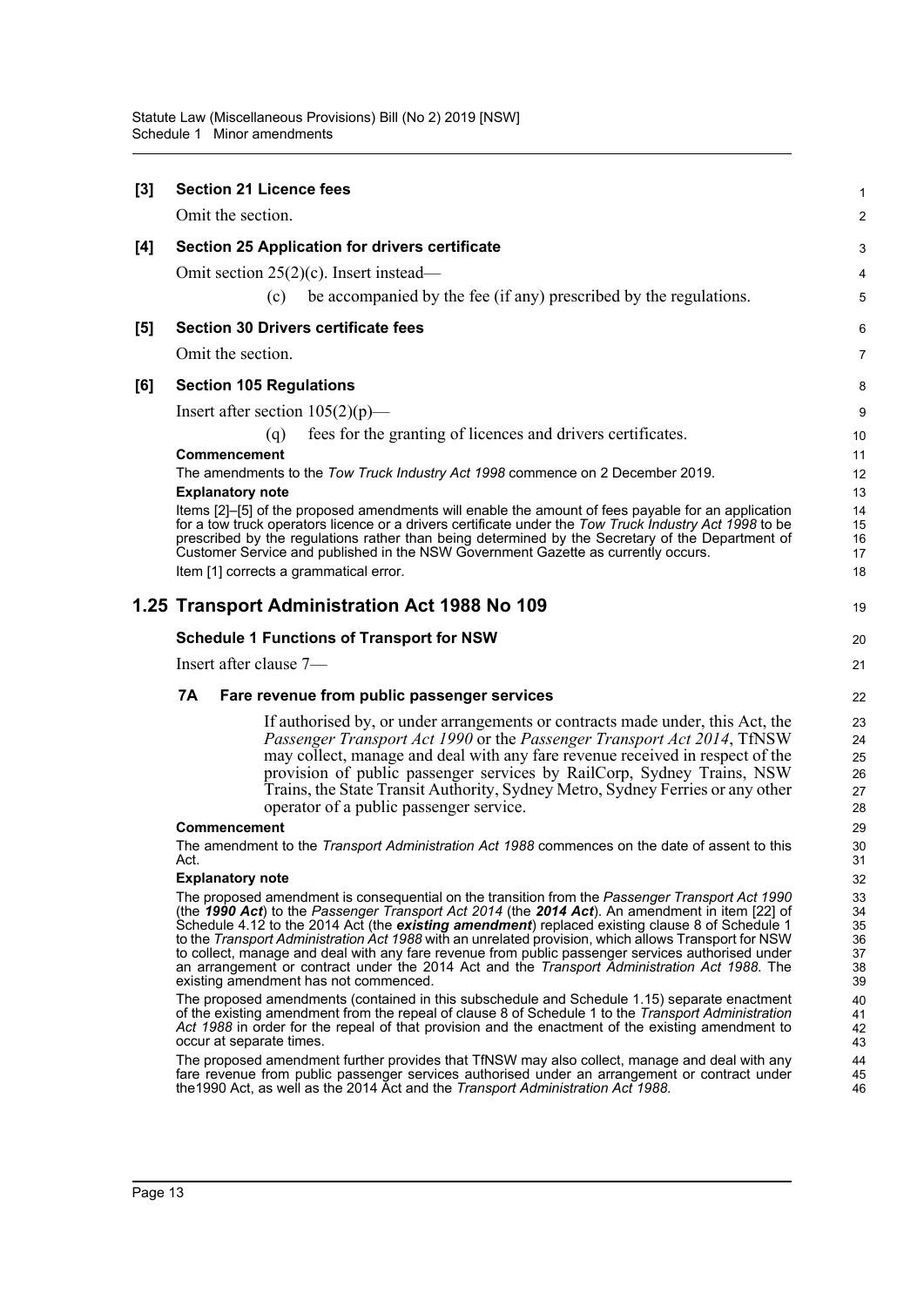**[3] Section 21 Licence fees**

Omit the section.

**[4] Section 25 Application for drivers certificate**

Omit section 25(2)(c). Insert instead—

(c) be accompanied by the fee (if any) prescribed by the regulations.

**[5] Section 30 Drivers certificate fees**

Omit the section.

**[6] Section 105 Regulations**

Insert after section 105(2)(p)—

(q) fees for the granting of licences and drivers certificates.

**Commencement**

The amendments to the *Tow Truck Industry Act 1998* commence on 2 December 2019.

**Explanatory note**

Items [2]–[5] of the proposed amendments will enable the amount of fees payable for an application for a tow truck operators licence or a drivers certificate under the *Tow Truck Industry Act 1998* to be prescribed by the regulations rather than being determined by the Secretary of the Department of Customer Service and published in the NSW Government Gazette as currently occurs.

Item [1] corrects a grammatical error.

## 1.25 Transport Administration Act 1988 No 109

**Schedule 1 Functions of Transport for NSW**

Insert after clause 7—

**7A Fare revenue from public passenger services**

If authorised by, or under arrangements or contracts made under, this Act, the *Passenger Transport Act 1990* or the *Passenger Transport Act 2014*, TfNSW may collect, manage and deal with any fare revenue received in respect of the provision of public passenger services by RailCorp, Sydney Trains, NSW Trains, the State Transit Authority, Sydney Metro, Sydney Ferries or any other operator of a public passenger service.

**Commencement**

The amendment to the *Transport Administration Act 1988* commences on the date of assent to this Act.

**Explanatory note**

The proposed amendment is consequential on the transition from the *Passenger Transport Act 1990* (the ***1990 Act***) to the *Passenger Transport Act 2014* (the ***2014 Act***). An amendment in item [22] of Schedule 4.12 to the 2014 Act (the ***existing amendment***) replaced existing clause 8 of Schedule 1 to the *Transport Administration Act 1988* with an unrelated provision, which allows Transport for NSW to collect, manage and deal with any fare revenue from public passenger services authorised under an arrangement or contract under the 2014 Act and the *Transport Administration Act 1988*. The existing amendment has not commenced.

The proposed amendments (contained in this subschedule and Schedule 1.15) separate enactment of the existing amendment from the repeal of clause 8 of Schedule 1 to the *Transport Administration Act 1988* in order for the repeal of that provision and the enactment of the existing amendment to occur at separate times.

The proposed amendment further provides that TfNSW may also collect, manage and deal with any fare revenue from public passenger services authorised under an arrangement or contract under the1990 Act, as well as the 2014 Act and the *Transport Administration Act 1988*.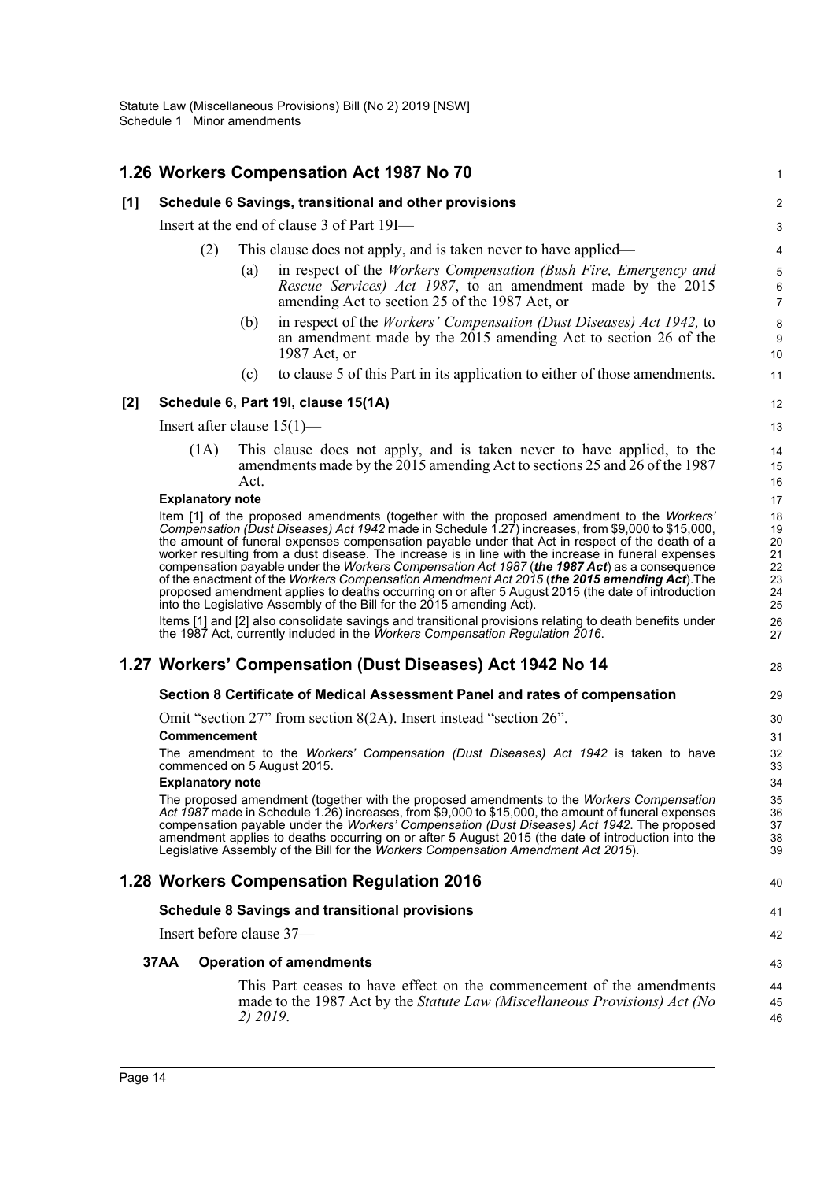## 1.26 Workers Compensation Act 1987 No 70

**[1] Schedule 6 Savings, transitional and other provisions**

Insert at the end of clause 3 of Part 19I—

(2) This clause does not apply, and is taken never to have applied—

(a) in respect of the *Workers Compensation (Bush Fire, Emergency and Rescue Services) Act 1987*, to an amendment made by the 2015 amending Act to section 25 of the 1987 Act, or

(b) in respect of the *Workers' Compensation (Dust Diseases) Act 1942,* to an amendment made by the 2015 amending Act to section 26 of the 1987 Act, or

(c) to clause 5 of this Part in its application to either of those amendments.

**[2] Schedule 6, Part 19I, clause 15(1A)**

Insert after clause 15(1)—

(1A) This clause does not apply, and is taken never to have applied, to the amendments made by the 2015 amending Act to sections 25 and 26 of the 1987 Act.

**Explanatory note**

Item [1] of the proposed amendments (together with the proposed amendment to the *Workers' Compensation (Dust Diseases) Act 1942* made in Schedule 1.27) increases, from $9,000 to $15,000, the amount of funeral expenses compensation payable under that Act in respect of the death of a worker resulting from a dust disease. The increase is in line with the increase in funeral expenses compensation payable under the *Workers Compensation Act 1987* (***the 1987 Act***) as a consequence of the enactment of the *Workers Compensation Amendment Act 2015* (***the 2015 amending Act***).The proposed amendment applies to deaths occurring on or after 5 August 2015 (the date of introduction into the Legislative Assembly of the Bill for the 2015 amending Act).

Items [1] and [2] also consolidate savings and transitional provisions relating to death benefits under the 1987 Act, currently included in the *Workers Compensation Regulation 2016*.

## 1.27 Workers' Compensation (Dust Diseases) Act 1942 No 14

**Section 8 Certificate of Medical Assessment Panel and rates of compensation**

Omit "section 27" from section 8(2A). Insert instead "section 26".

**Commencement**

The amendment to the *Workers' Compensation (Dust Diseases) Act 1942* is taken to have commenced on 5 August 2015.

**Explanatory note**

The proposed amendment (together with the proposed amendments to the *Workers Compensation Act 1987* made in Schedule 1.26) increases, from $9,000 to $15,000, the amount of funeral expenses compensation payable under the *Workers' Compensation (Dust Diseases) Act 1942*. The proposed amendment applies to deaths occurring on or after 5 August 2015 (the date of introduction into the Legislative Assembly of the Bill for the *Workers Compensation Amendment Act 2015*).

## 1.28 Workers Compensation Regulation 2016

**Schedule 8 Savings and transitional provisions**

Insert before clause 37—

**37AA Operation of amendments**

This Part ceases to have effect on the commencement of the amendments made to the 1987 Act by the *Statute Law (Miscellaneous Provisions) Act (No 2) 2019*.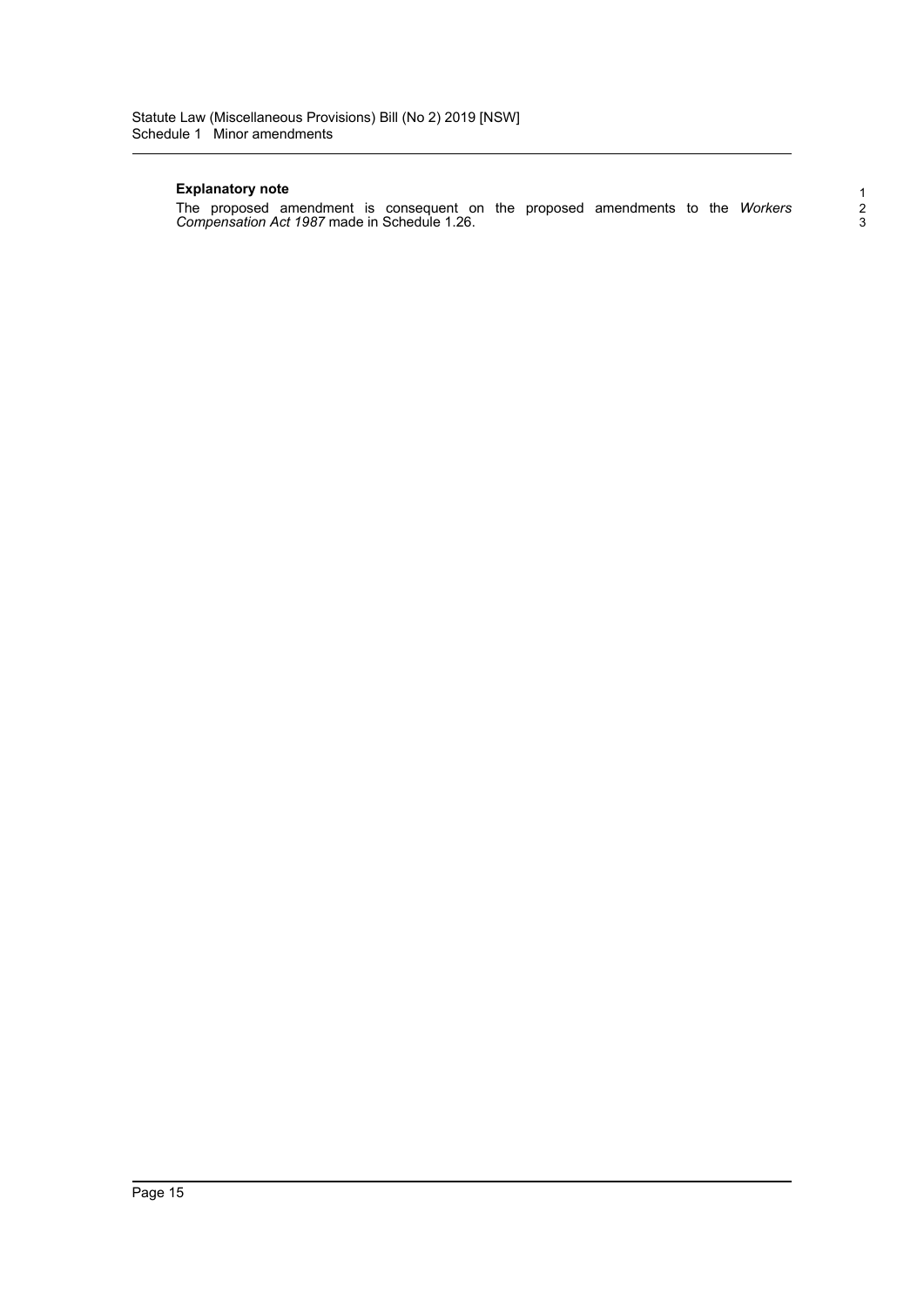**Explanatory note**

The proposed amendment is consequent on the proposed amendments to the *Workers Compensation Act 1987* made in Schedule 1.26.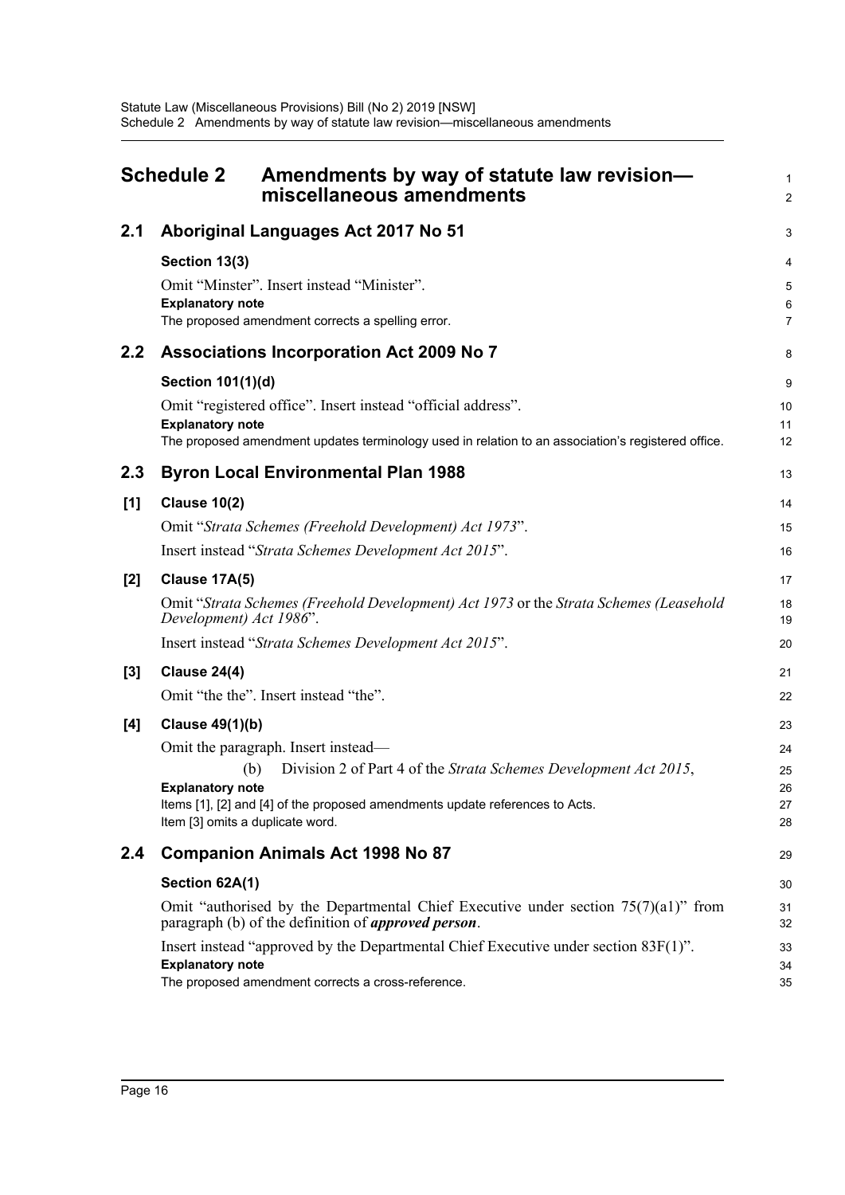# Schedule 2 Amendments by way of statute law revision—miscellaneous amendments

## 2.1 Aboriginal Languages Act 2017 No 51

**Section 13(3)**

Omit "Minster". Insert instead "Minister".

**Explanatory note**

The proposed amendment corrects a spelling error.

## 2.2 Associations Incorporation Act 2009 No 7

**Section 101(1)(d)**

Omit "registered office". Insert instead "official address".

**Explanatory note**

The proposed amendment updates terminology used in relation to an association's registered office.

## 2.3 Byron Local Environmental Plan 1988

**[1] Clause 10(2)**

Omit "*Strata Schemes (Freehold Development) Act 1973*".

Insert instead "*Strata Schemes Development Act 2015*".

**[2] Clause 17A(5)**

Omit "*Strata Schemes (Freehold Development) Act 1973* or the *Strata Schemes (Leasehold Development) Act 1986*".

Insert instead "*Strata Schemes Development Act 2015*".

**[3] Clause 24(4)**

Omit "the the". Insert instead "the".

**[4] Clause 49(1)(b)**

Omit the paragraph. Insert instead—

(b) Division 2 of Part 4 of the *Strata Schemes Development Act 2015*,

**Explanatory note**

Items [1], [2] and [4] of the proposed amendments update references to Acts.

Item [3] omits a duplicate word.

## 2.4 Companion Animals Act 1998 No 87

**Section 62A(1)**

Omit "authorised by the Departmental Chief Executive under section 75(7)(a1)" from paragraph (b) of the definition of ***approved person***.

Insert instead "approved by the Departmental Chief Executive under section 83F(1)".

**Explanatory note**

The proposed amendment corrects a cross-reference.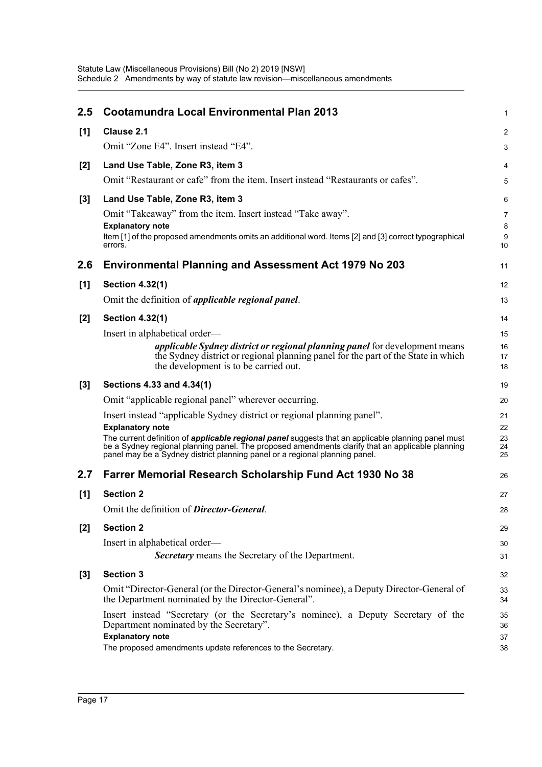## 2.5 Cootamundra Local Environmental Plan 2013

**[1] Clause 2.1**

Omit "Zone E4". Insert instead "E4".

**[2] Land Use Table, Zone R3, item 3**

Omit "Restaurant or cafe" from the item. Insert instead "Restaurants or cafes".

**[3] Land Use Table, Zone R3, item 3**

Omit "Takeaway" from the item. Insert instead "Take away".

**Explanatory note**

Item [1] of the proposed amendments omits an additional word. Items [2] and [3] correct typographical errors.

## 2.6 Environmental Planning and Assessment Act 1979 No 203

**[1] Section 4.32(1)**

Omit the definition of ***applicable regional panel***.

**[2] Section 4.32(1)**

Insert in alphabetical order—

> ***applicable Sydney district or regional planning panel*** for development means the Sydney district or regional planning panel for the part of the State in which the development is to be carried out.

**[3] Sections 4.33 and 4.34(1)**

Omit "applicable regional panel" wherever occurring.

Insert instead "applicable Sydney district or regional planning panel".

**Explanatory note**

The current definition of ***applicable regional panel*** suggests that an applicable planning panel must be a Sydney regional planning panel. The proposed amendments clarify that an applicable planning panel may be a Sydney district planning panel or a regional planning panel.

## 2.7 Farrer Memorial Research Scholarship Fund Act 1930 No 38

**[1] Section 2**

Omit the definition of ***Director-General***.

**[2] Section 2**

Insert in alphabetical order—

> ***Secretary*** means the Secretary of the Department.

**[3] Section 3**

Omit "Director-General (or the Director-General's nominee), a Deputy Director-General of the Department nominated by the Director-General".

Insert instead "Secretary (or the Secretary's nominee), a Deputy Secretary of the Department nominated by the Secretary".

**Explanatory note**

The proposed amendments update references to the Secretary.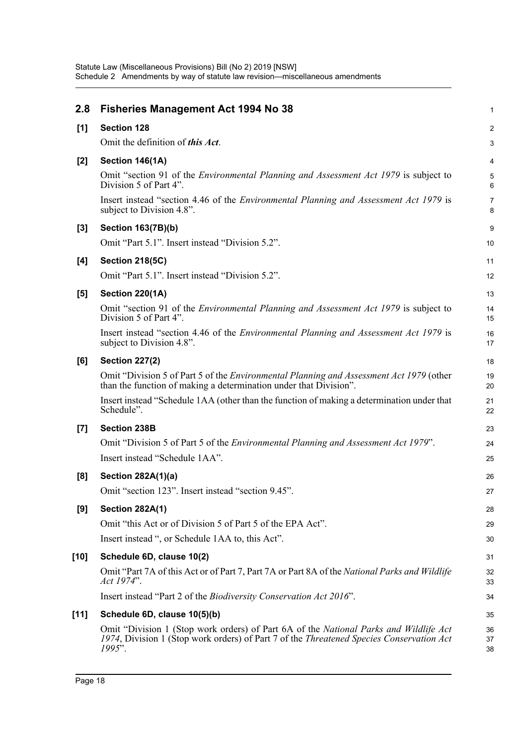## 2.8 Fisheries Management Act 1994 No 38

**[1] Section 128**

Omit the definition of ***this Act***.

**[2] Section 146(1A)**

Omit "section 91 of the *Environmental Planning and Assessment Act 1979* is subject to Division 5 of Part 4".

Insert instead "section 4.46 of the *Environmental Planning and Assessment Act 1979* is subject to Division 4.8".

**[3] Section 163(7B)(b)**

Omit "Part 5.1". Insert instead "Division 5.2".

**[4] Section 218(5C)**

Omit "Part 5.1". Insert instead "Division 5.2".

**[5] Section 220(1A)**

Omit "section 91 of the *Environmental Planning and Assessment Act 1979* is subject to Division 5 of Part 4".

Insert instead "section 4.46 of the *Environmental Planning and Assessment Act 1979* is subject to Division 4.8".

**[6] Section 227(2)**

Omit "Division 5 of Part 5 of the *Environmental Planning and Assessment Act 1979* (other than the function of making a determination under that Division".

Insert instead "Schedule 1AA (other than the function of making a determination under that Schedule".

**[7] Section 238B**

Omit "Division 5 of Part 5 of the *Environmental Planning and Assessment Act 1979*".

Insert instead "Schedule 1AA".

**[8] Section 282A(1)(a)**

Omit "section 123". Insert instead "section 9.45".

**[9] Section 282A(1)**

Omit "this Act or of Division 5 of Part 5 of the EPA Act".

Insert instead ", or Schedule 1AA to, this Act".

**[10] Schedule 6D, clause 10(2)**

Omit "Part 7A of this Act or of Part 7, Part 7A or Part 8A of the *National Parks and Wildlife Act 1974*".

Insert instead "Part 2 of the *Biodiversity Conservation Act 2016*".

**[11] Schedule 6D, clause 10(5)(b)**

Omit "Division 1 (Stop work orders) of Part 6A of the *National Parks and Wildlife Act 1974*, Division 1 (Stop work orders) of Part 7 of the *Threatened Species Conservation Act 1995*".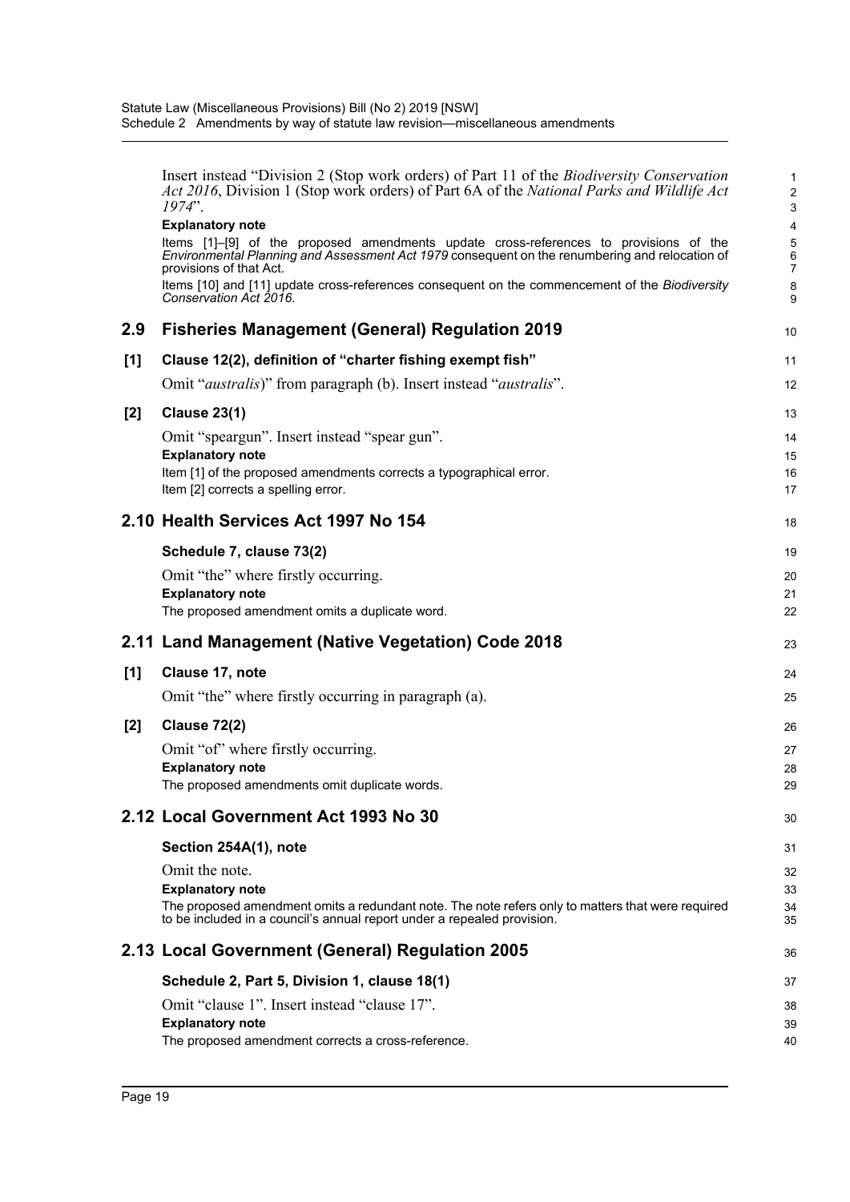Insert instead "Division 2 (Stop work orders) of Part 11 of the *Biodiversity Conservation Act 2016*, Division 1 (Stop work orders) of Part 6A of the *National Parks and Wildlife Act 1974*".

**Explanatory note**

Items [1]–[9] of the proposed amendments update cross-references to provisions of the *Environmental Planning and Assessment Act 1979* consequent on the renumbering and relocation of provisions of that Act.

Items [10] and [11] update cross-references consequent on the commencement of the *Biodiversity Conservation Act 2016*.

## 2.9 Fisheries Management (General) Regulation 2019

### [1] Clause 12(2), definition of "charter fishing exempt fish"

Omit "*australis*)" from paragraph (b). Insert instead "*australis*".

### [2] Clause 23(1)

Omit "speargun". Insert instead "spear gun".

**Explanatory note**

Item [1] of the proposed amendments corrects a typographical error.

Item [2] corrects a spelling error.

## 2.10 Health Services Act 1997 No 154

### Schedule 7, clause 73(2)

Omit "the" where firstly occurring.

**Explanatory note**

The proposed amendment omits a duplicate word.

## 2.11 Land Management (Native Vegetation) Code 2018

### [1] Clause 17, note

Omit "the" where firstly occurring in paragraph (a).

### [2] Clause 72(2)

Omit "of" where firstly occurring.

**Explanatory note**

The proposed amendments omit duplicate words.

## 2.12 Local Government Act 1993 No 30

### Section 254A(1), note

Omit the note.

**Explanatory note**

The proposed amendment omits a redundant note. The note refers only to matters that were required to be included in a council's annual report under a repealed provision.

## 2.13 Local Government (General) Regulation 2005

### Schedule 2, Part 5, Division 1, clause 18(1)

Omit "clause 1". Insert instead "clause 17".

**Explanatory note**

The proposed amendment corrects a cross-reference.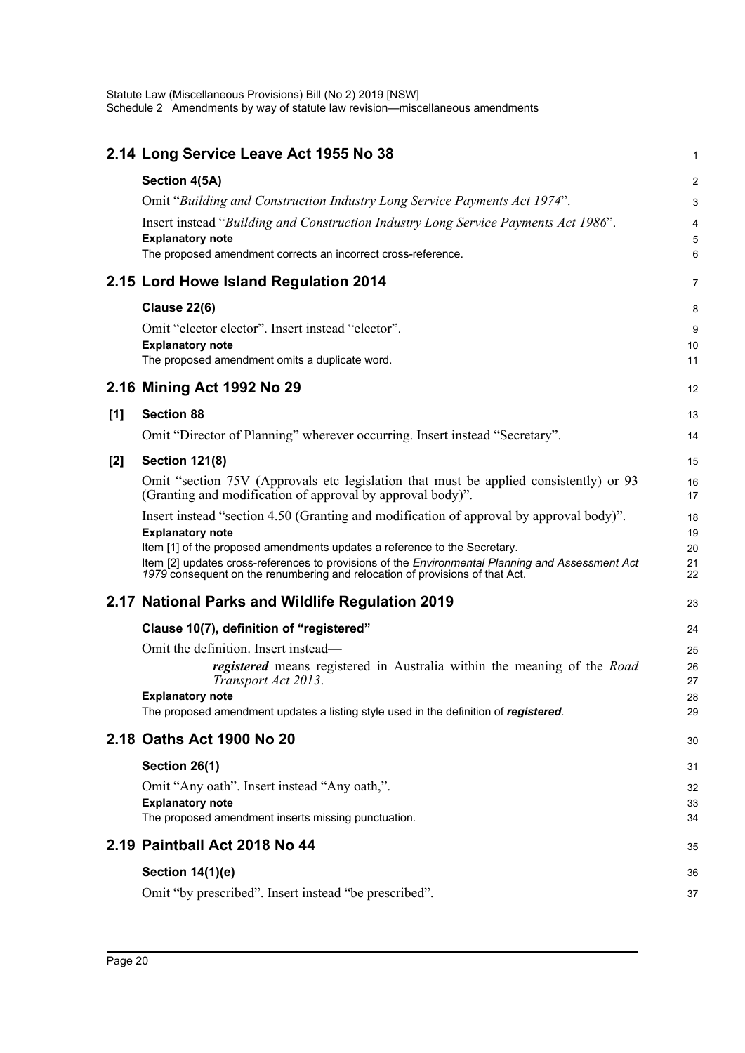## 2.14 Long Service Leave Act 1955 No 38

### Section 4(5A)

Omit "*Building and Construction Industry Long Service Payments Act 1974*".

Insert instead "*Building and Construction Industry Long Service Payments Act 1986*".

**Explanatory note**

The proposed amendment corrects an incorrect cross-reference.

## 2.15 Lord Howe Island Regulation 2014

### Clause 22(6)

Omit "elector elector". Insert instead "elector".

**Explanatory note**

The proposed amendment omits a duplicate word.

## 2.16 Mining Act 1992 No 29

### [1] Section 88

Omit "Director of Planning" wherever occurring. Insert instead "Secretary".

### [2] Section 121(8)

Omit "section 75V (Approvals etc legislation that must be applied consistently) or 93 (Granting and modification of approval by approval body)".

Insert instead "section 4.50 (Granting and modification of approval by approval body)".

**Explanatory note**

Item [1] of the proposed amendments updates a reference to the Secretary.

Item [2] updates cross-references to provisions of the *Environmental Planning and Assessment Act 1979* consequent on the renumbering and relocation of provisions of that Act.

## 2.17 National Parks and Wildlife Regulation 2019

### Clause 10(7), definition of "registered"

Omit the definition. Insert instead—

> ***registered*** means registered in Australia within the meaning of the *Road Transport Act 2013*.

**Explanatory note**

The proposed amendment updates a listing style used in the definition of ***registered***.

## 2.18 Oaths Act 1900 No 20

### Section 26(1)

Omit "Any oath". Insert instead "Any oath,".

**Explanatory note**

The proposed amendment inserts missing punctuation.

## 2.19 Paintball Act 2018 No 44

### Section 14(1)(e)

Omit "by prescribed". Insert instead "be prescribed".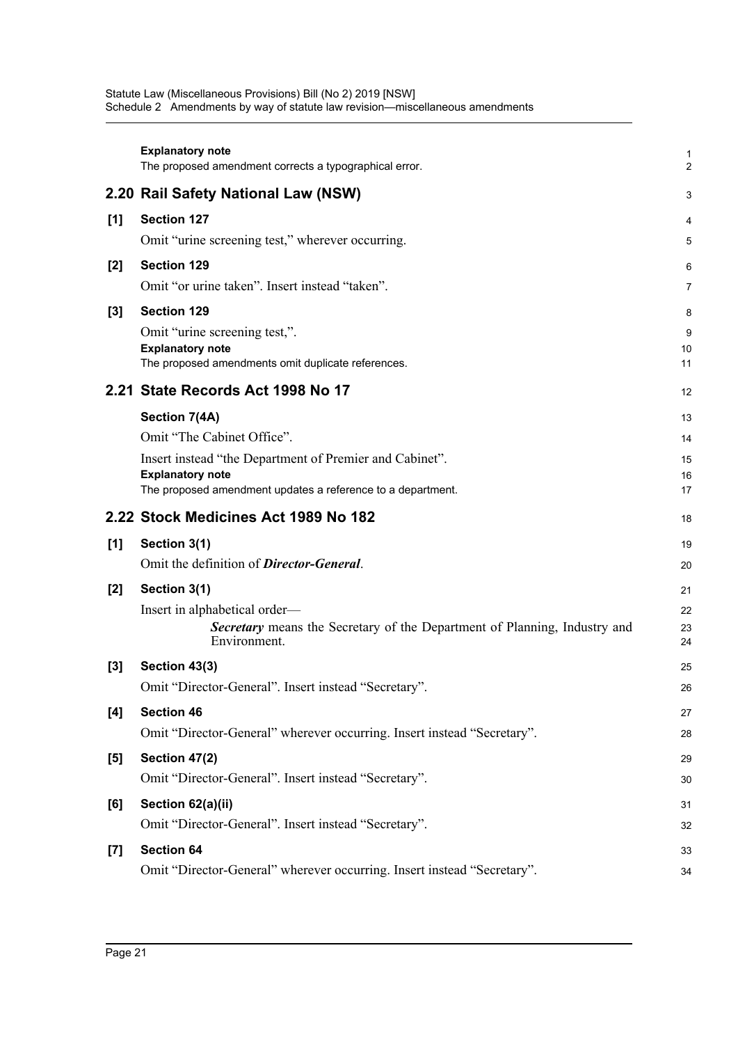**Explanatory note**

The proposed amendment corrects a typographical error.

## 2.20 Rail Safety National Law (NSW)

**[1] Section 127**

Omit "urine screening test," wherever occurring.

**[2] Section 129**

Omit "or urine taken". Insert instead "taken".

**[3] Section 129**

Omit "urine screening test,".

**Explanatory note**

The proposed amendments omit duplicate references.

## 2.21 State Records Act 1998 No 17

**Section 7(4A)**

Omit "The Cabinet Office".

Insert instead "the Department of Premier and Cabinet".

**Explanatory note**

The proposed amendment updates a reference to a department.

## 2.22 Stock Medicines Act 1989 No 182

**[1] Section 3(1)**

Omit the definition of ***Director-General***.

**[2] Section 3(1)**

Insert in alphabetical order—

> ***Secretary*** means the Secretary of the Department of Planning, Industry and Environment.

**[3] Section 43(3)**

Omit "Director-General". Insert instead "Secretary".

**[4] Section 46**

Omit "Director-General" wherever occurring. Insert instead "Secretary".

**[5] Section 47(2)**

Omit "Director-General". Insert instead "Secretary".

**[6] Section 62(a)(ii)**

Omit "Director-General". Insert instead "Secretary".

**[7] Section 64**

Omit "Director-General" wherever occurring. Insert instead "Secretary".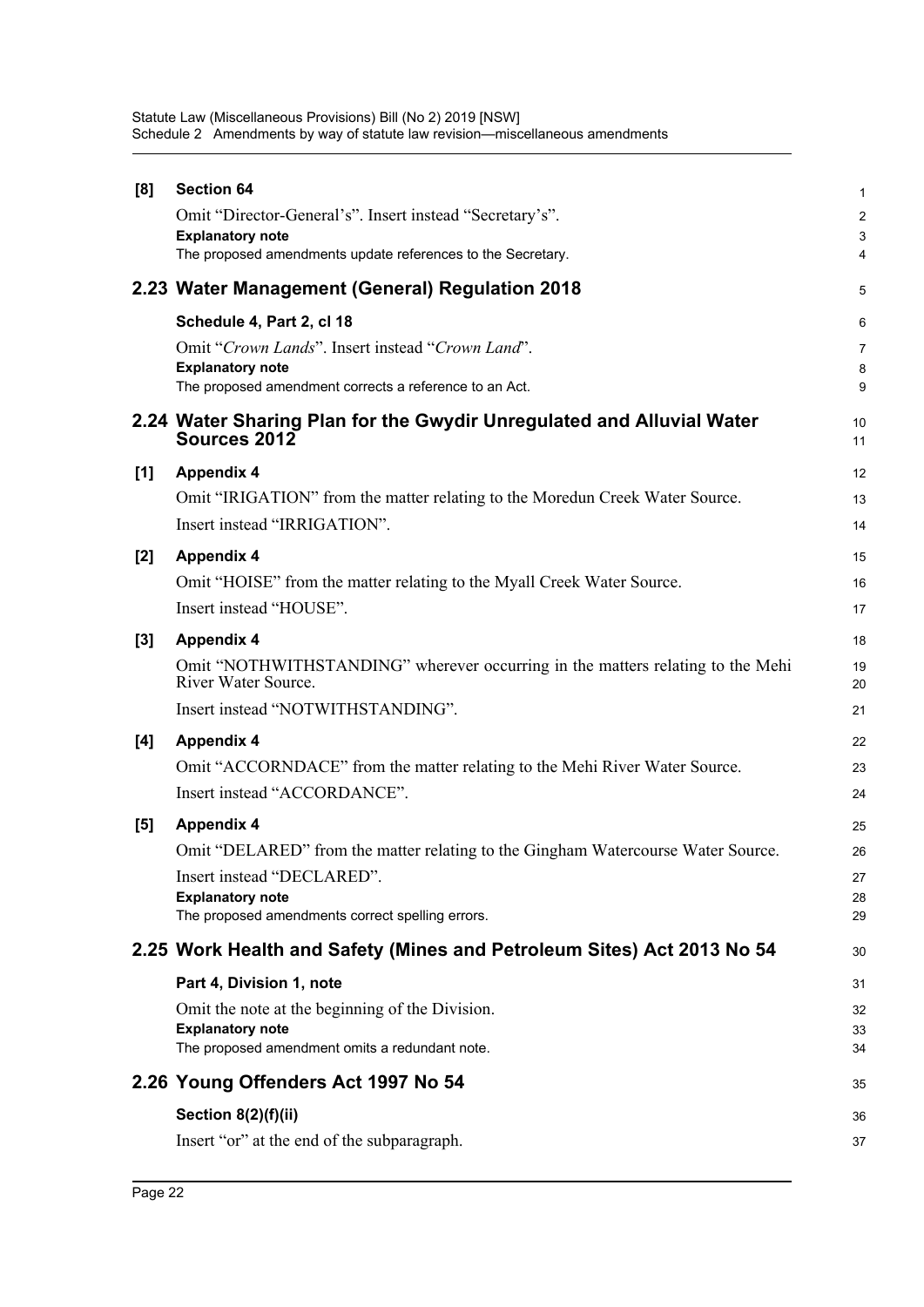**[8] Section 64**

Omit "Director-General's". Insert instead "Secretary's".

**Explanatory note**

The proposed amendments update references to the Secretary.

## 2.23 Water Management (General) Regulation 2018

**Schedule 4, Part 2, cl 18**

Omit "*Crown Lands*". Insert instead "*Crown Land*".

**Explanatory note**

The proposed amendment corrects a reference to an Act.

## 2.24 Water Sharing Plan for the Gwydir Unregulated and Alluvial Water Sources 2012

**[1] Appendix 4**

Omit "IRIGATION" from the matter relating to the Moredun Creek Water Source.

Insert instead "IRRIGATION".

**[2] Appendix 4**

Omit "HOISE" from the matter relating to the Myall Creek Water Source.

Insert instead "HOUSE".

**[3] Appendix 4**

Omit "NOTHWITHSTANDING" wherever occurring in the matters relating to the Mehi River Water Source.

Insert instead "NOTWITHSTANDING".

**[4] Appendix 4**

Omit "ACCORNDACE" from the matter relating to the Mehi River Water Source.

Insert instead "ACCORDANCE".

**[5] Appendix 4**

Omit "DELARED" from the matter relating to the Gingham Watercourse Water Source.

Insert instead "DECLARED".

**Explanatory note**

The proposed amendments correct spelling errors.

## 2.25 Work Health and Safety (Mines and Petroleum Sites) Act 2013 No 54

**Part 4, Division 1, note**

Omit the note at the beginning of the Division.

**Explanatory note**

The proposed amendment omits a redundant note.

## 2.26 Young Offenders Act 1997 No 54

**Section 8(2)(f)(ii)**

Insert "or" at the end of the subparagraph.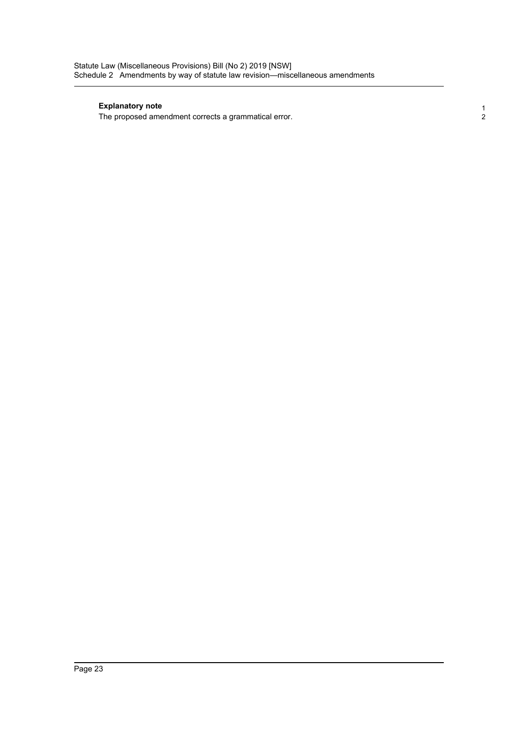**Explanatory note**

The proposed amendment corrects a grammatical error.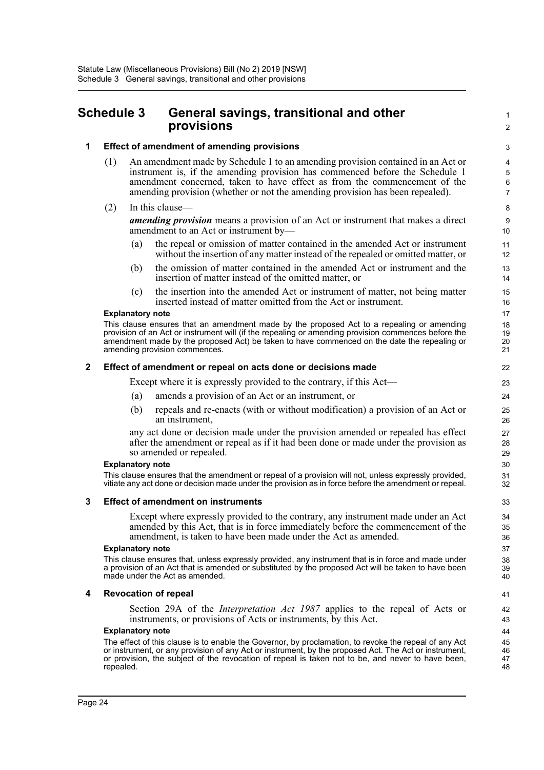# Schedule 3 General savings, transitional and other provisions

## 1 Effect of amendment of amending provisions

(1) An amendment made by Schedule 1 to an amending provision contained in an Act or instrument is, if the amending provision has commenced before the Schedule 1 amendment concerned, taken to have effect as from the commencement of the amending provision (whether or not the amending provision has been repealed).

(2) In this clause—

***amending provision*** means a provision of an Act or instrument that makes a direct amendment to an Act or instrument by—

(a) the repeal or omission of matter contained in the amended Act or instrument without the insertion of any matter instead of the repealed or omitted matter, or

(b) the omission of matter contained in the amended Act or instrument and the insertion of matter instead of the omitted matter, or

(c) the insertion into the amended Act or instrument of matter, not being matter inserted instead of matter omitted from the Act or instrument.

**Explanatory note**

This clause ensures that an amendment made by the proposed Act to a repealing or amending provision of an Act or instrument will (if the repealing or amending provision commences before the amendment made by the proposed Act) be taken to have commenced on the date the repealing or amending provision commences.

## 2 Effect of amendment or repeal on acts done or decisions made

Except where it is expressly provided to the contrary, if this Act—

(a) amends a provision of an Act or an instrument, or

(b) repeals and re-enacts (with or without modification) a provision of an Act or an instrument,

any act done or decision made under the provision amended or repealed has effect after the amendment or repeal as if it had been done or made under the provision as so amended or repealed.

**Explanatory note**

This clause ensures that the amendment or repeal of a provision will not, unless expressly provided, vitiate any act done or decision made under the provision as in force before the amendment or repeal.

## 3 Effect of amendment on instruments

Except where expressly provided to the contrary, any instrument made under an Act amended by this Act, that is in force immediately before the commencement of the amendment, is taken to have been made under the Act as amended.

**Explanatory note**

This clause ensures that, unless expressly provided, any instrument that is in force and made under a provision of an Act that is amended or substituted by the proposed Act will be taken to have been made under the Act as amended.

## 4 Revocation of repeal

Section 29A of the *Interpretation Act 1987* applies to the repeal of Acts or instruments, or provisions of Acts or instruments, by this Act.

**Explanatory note**

The effect of this clause is to enable the Governor, by proclamation, to revoke the repeal of any Act or instrument, or any provision of any Act or instrument, by the proposed Act. The Act or instrument, or provision, the subject of the revocation of repeal is taken not to be, and never to have been, repealed.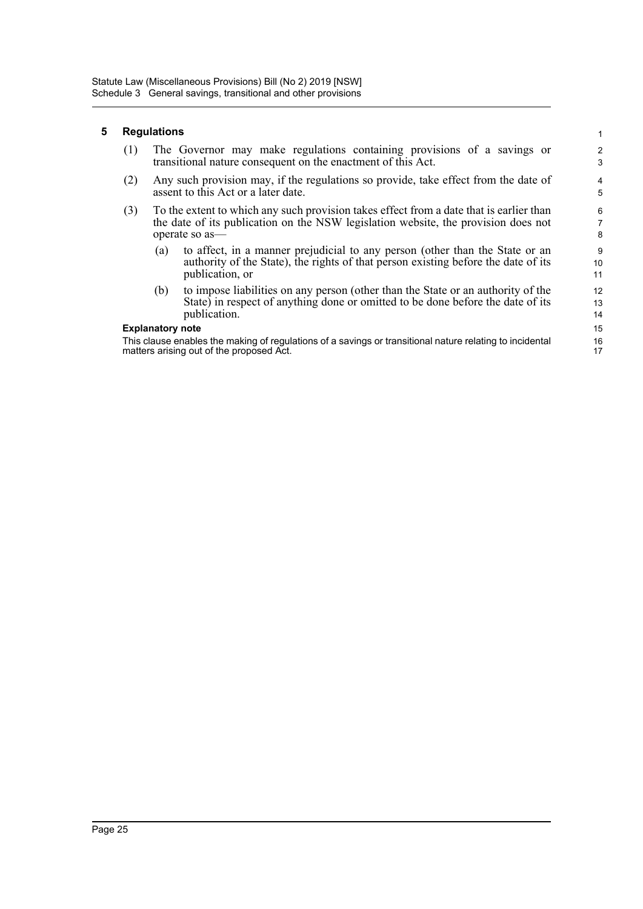## 5 Regulations

(1) The Governor may make regulations containing provisions of a savings or transitional nature consequent on the enactment of this Act.

(2) Any such provision may, if the regulations so provide, take effect from the date of assent to this Act or a later date.

(3) To the extent to which any such provision takes effect from a date that is earlier than the date of its publication on the NSW legislation website, the provision does not operate so as—

(a) to affect, in a manner prejudicial to any person (other than the State or an authority of the State), the rights of that person existing before the date of its publication, or

(b) to impose liabilities on any person (other than the State or an authority of the State) in respect of anything done or omitted to be done before the date of its publication.

**Explanatory note**

This clause enables the making of regulations of a savings or transitional nature relating to incidental matters arising out of the proposed Act.